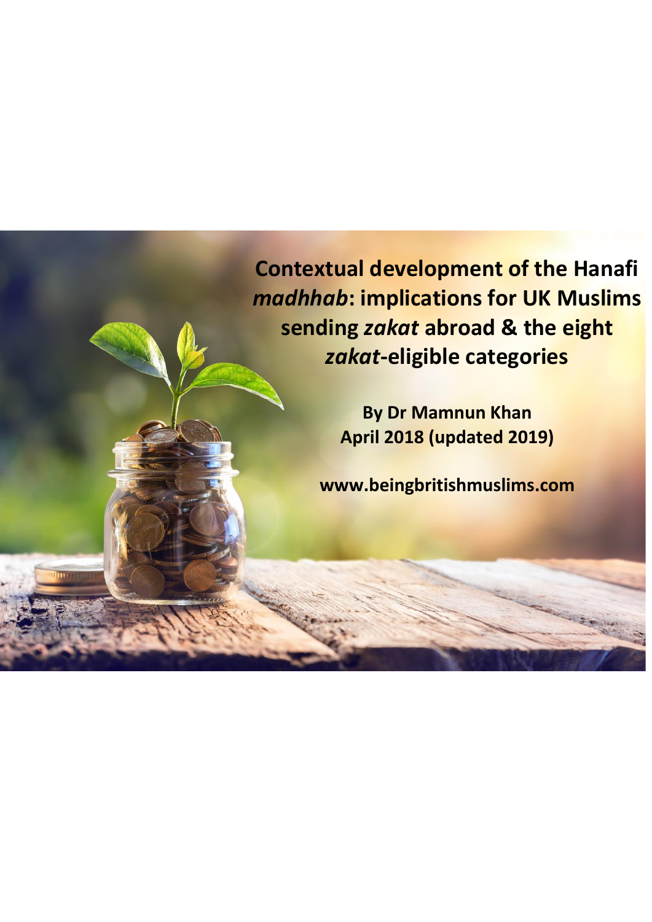# Contextual development of the Hanafi *madhhab*: implications for UK Muslims sending *zakat* abroad & the eight *zakat*-eligible categories

**By Dr Mamnun Khan**
**April 2018 (updated 2019)**

**www.beingbritishmuslims.com**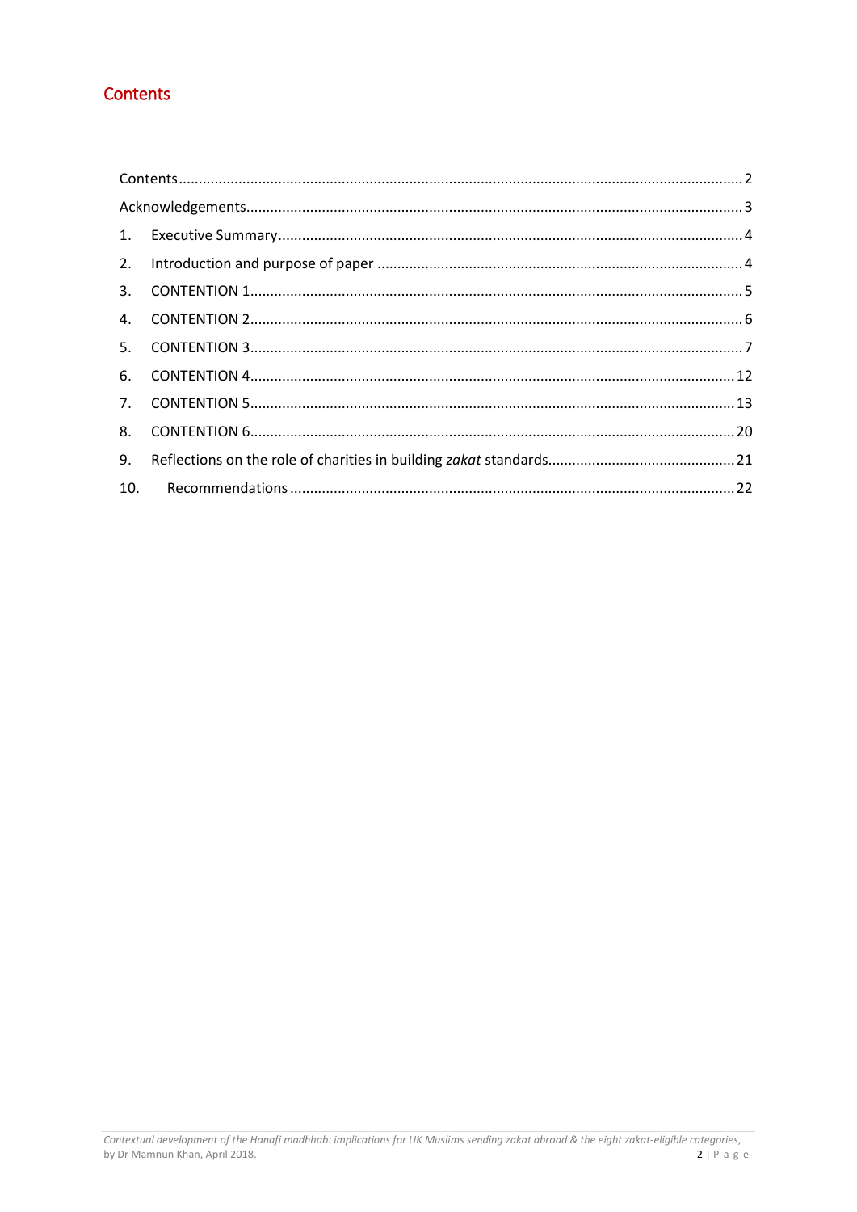# Contents

| | | |
|---|---|---|
| Contents | | 2 |
| Acknowledgements | | 3 |
| 1. | Executive Summary | 4 |
| 2. | Introduction and purpose of paper | 4 |
| 3. | CONTENTION 1 | 5 |
| 4. | CONTENTION 2 | 6 |
| 5. | CONTENTION 3 | 7 |
| 6. | CONTENTION 4 | 12 |
| 7. | CONTENTION 5 | 13 |
| 8. | CONTENTION 6 | 20 |
| 9. | Reflections on the role of charities in building *zakat* standards | 21 |
| 10. | Recommendations | 22 |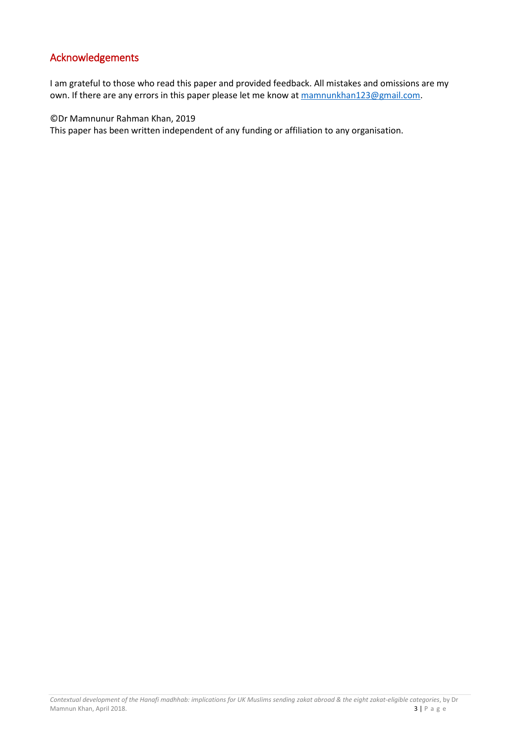## Acknowledgements

I am grateful to those who read this paper and provided feedback. All mistakes and omissions are my own. If there are any errors in this paper please let me know at mamnunkhan123@gmail.com.

©Dr Mamnunur Rahman Khan, 2019
This paper has been written independent of any funding or affiliation to any organisation.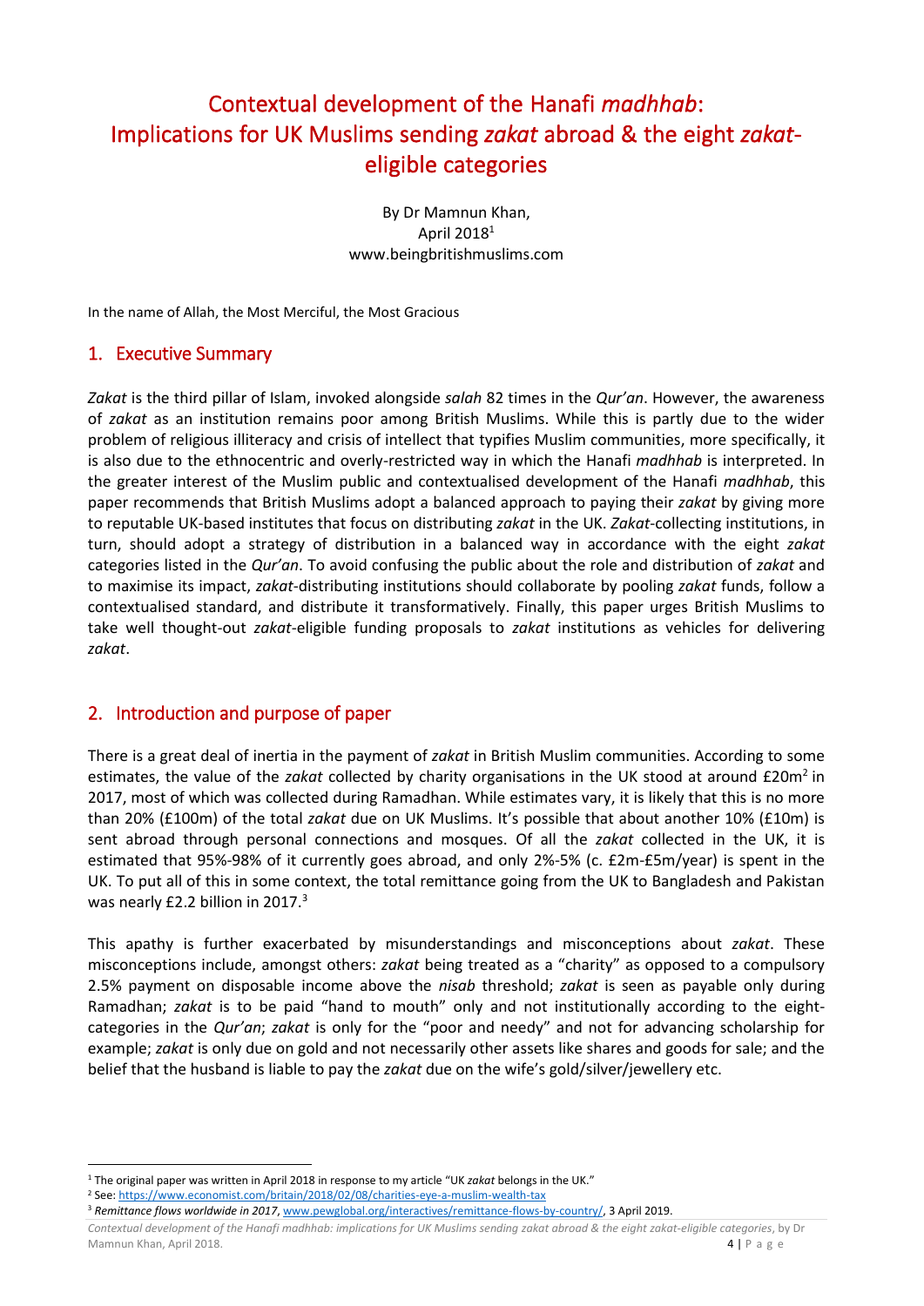# Contextual development of the Hanafi *madhhab*: Implications for UK Muslims sending *zakat* abroad & the eight *zakat*-eligible categories

By Dr Mamnun Khan,
April 2018[1]
www.beingbritishmuslims.com

In the name of Allah, the Most Merciful, the Most Gracious

## 1. Executive Summary

*Zakat* is the third pillar of Islam, invoked alongside *salah* 82 times in the *Qur'an*. However, the awareness of *zakat* as an institution remains poor among British Muslims. While this is partly due to the wider problem of religious illiteracy and crisis of intellect that typifies Muslim communities, more specifically, it is also due to the ethnocentric and overly-restricted way in which the Hanafi *madhhab* is interpreted. In the greater interest of the Muslim public and contextualised development of the Hanafi *madhhab*, this paper recommends that British Muslims adopt a balanced approach to paying their *zakat* by giving more to reputable UK-based institutes that focus on distributing *zakat* in the UK. *Zakat*-collecting institutions, in turn, should adopt a strategy of distribution in a balanced way in accordance with the eight *zakat* categories listed in the *Qur'an*. To avoid confusing the public about the role and distribution of *zakat* and to maximise its impact, *zakat*-distributing institutions should collaborate by pooling *zakat* funds, follow a contextualised standard, and distribute it transformatively. Finally, this paper urges British Muslims to take well thought-out *zakat*-eligible funding proposals to *zakat* institutions as vehicles for delivering *zakat*.

## 2. Introduction and purpose of paper

There is a great deal of inertia in the payment of *zakat* in British Muslim communities. According to some estimates, the value of the *zakat* collected by charity organisations in the UK stood at around £20m[2] in 2017, most of which was collected during Ramadhan. While estimates vary, it is likely that this is no more than 20% (£100m) of the total *zakat* due on UK Muslims. It's possible that about another 10% (£10m) is sent abroad through personal connections and mosques. Of all the *zakat* collected in the UK, it is estimated that 95%-98% of it currently goes abroad, and only 2%-5% (c. £2m-£5m/year) is spent in the UK. To put all of this in some context, the total remittance going from the UK to Bangladesh and Pakistan was nearly £2.2 billion in 2017.[3]

This apathy is further exacerbated by misunderstandings and misconceptions about *zakat*. These misconceptions include, amongst others: *zakat* being treated as a "charity" as opposed to a compulsory 2.5% payment on disposable income above the *nisab* threshold; *zakat* is seen as payable only during Ramadhan; *zakat* is to be paid "hand to mouth" only and not institutionally according to the eight-categories in the *Qur'an*; *zakat* is only for the "poor and needy" and not for advancing scholarship for example; *zakat* is only due on gold and not necessarily other assets like shares and goods for sale; and the belief that the husband is liable to pay the *zakat* due on the wife's gold/silver/jewellery etc.

[1] The original paper was written in April 2018 in response to my article "UK *zakat* belongs in the UK."

[2] See: https://www.economist.com/britain/2018/02/08/charities-eye-a-muslim-wealth-tax

[3] *Remittance flows worldwide in 2017*, www.pewglobal.org/interactives/remittance-flows-by-country/, 3 April 2019.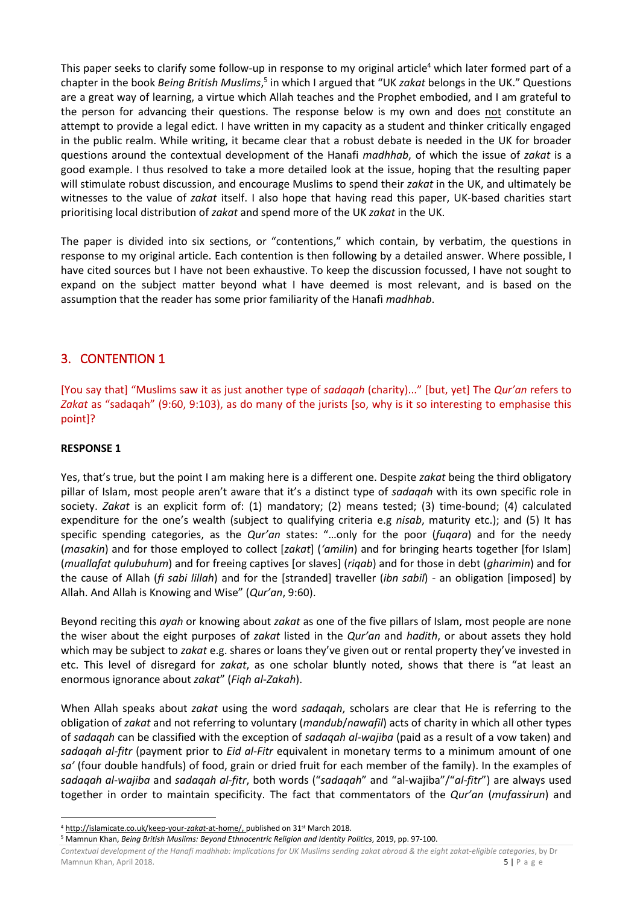This paper seeks to clarify some follow-up in response to my original article[4] which later formed part of a chapter in the book *Being British Muslims*,[5] in which I argued that "UK *zakat* belongs in the UK." Questions are a great way of learning, a virtue which Allah teaches and the Prophet embodied, and I am grateful to the person for advancing their questions. The response below is my own and does not constitute an attempt to provide a legal edict. I have written in my capacity as a student and thinker critically engaged in the public realm. While writing, it became clear that a robust debate is needed in the UK for broader questions around the contextual development of the Hanafi *madhhab*, of which the issue of *zakat* is a good example. I thus resolved to take a more detailed look at the issue, hoping that the resulting paper will stimulate robust discussion, and encourage Muslims to spend their *zakat* in the UK, and ultimately be witnesses to the value of *zakat* itself. I also hope that having read this paper, UK-based charities start prioritising local distribution of *zakat* and spend more of the UK *zakat* in the UK.

The paper is divided into six sections, or "contentions," which contain, by verbatim, the questions in response to my original article. Each contention is then following by a detailed answer. Where possible, I have cited sources but I have not been exhaustive. To keep the discussion focussed, I have not sought to expand on the subject matter beyond what I have deemed is most relevant, and is based on the assumption that the reader has some prior familiarity of the Hanafi *madhhab*.

## 3. CONTENTION 1

[You say that] "Muslims saw it as just another type of *sadaqah* (charity)..." [but, yet] The *Qur'an* refers to *Zakat* as "sadaqah" (9:60, 9:103), as do many of the jurists [so, why is it so interesting to emphasise this point]?

**RESPONSE 1**

Yes, that's true, but the point I am making here is a different one. Despite *zakat* being the third obligatory pillar of Islam, most people aren't aware that it's a distinct type of *sadaqah* with its own specific role in society. *Zakat* is an explicit form of: (1) mandatory; (2) means tested; (3) time-bound; (4) calculated expenditure for the one's wealth (subject to qualifying criteria e.g *nisab*, maturity etc.); and (5) It has specific spending categories, as the *Qur'an* states: "…only for the poor (*fuqara*) and for the needy (*masakin*) and for those employed to collect [*zakat*] (*'amilin*) and for bringing hearts together [for Islam] (*muallafat qulubuhum*) and for freeing captives [or slaves] (*riqab*) and for those in debt (*gharimin*) and for the cause of Allah (*fi sabi lillah*) and for the [stranded] traveller (*ibn sabil*) - an obligation [imposed] by Allah. And Allah is Knowing and Wise" (*Qur'an*, 9:60).

Beyond reciting this *ayah* or knowing about *zakat* as one of the five pillars of Islam, most people are none the wiser about the eight purposes of *zakat* listed in the *Qur'an* and *hadith*, or about assets they hold which may be subject to *zakat* e.g. shares or loans they've given out or rental property they've invested in etc. This level of disregard for *zakat*, as one scholar bluntly noted, shows that there is "at least an enormous ignorance about *zakat*" (*Fiqh al-Zakah*).

When Allah speaks about *zakat* using the word *sadaqah*, scholars are clear that He is referring to the obligation of *zakat* and not referring to voluntary (*mandub*/*nawafil*) acts of charity in which all other types of *sadaqah* can be classified with the exception of *sadaqah al-wajiba* (paid as a result of a vow taken) and *sadaqah al-fitr* (payment prior to *Eid al-Fitr* equivalent in monetary terms to a minimum amount of one *sa'* (four double handfuls) of food, grain or dried fruit for each member of the family). In the examples of *sadaqah al-wajiba* and *sadaqah al-fitr*, both words ("*sadaqah*" and "al-wajiba"/"*al-fitr*") are always used together in order to maintain specificity. The fact that commentators of the *Qur'an* (*mufassirun*) and

[4] http://islamicate.co.uk/keep-your-zakat-at-home/, published on 31st March 2018.

[5] Mamnun Khan, *Being British Muslims: Beyond Ethnocentric Religion and Identity Politics*, 2019, pp. 97-100.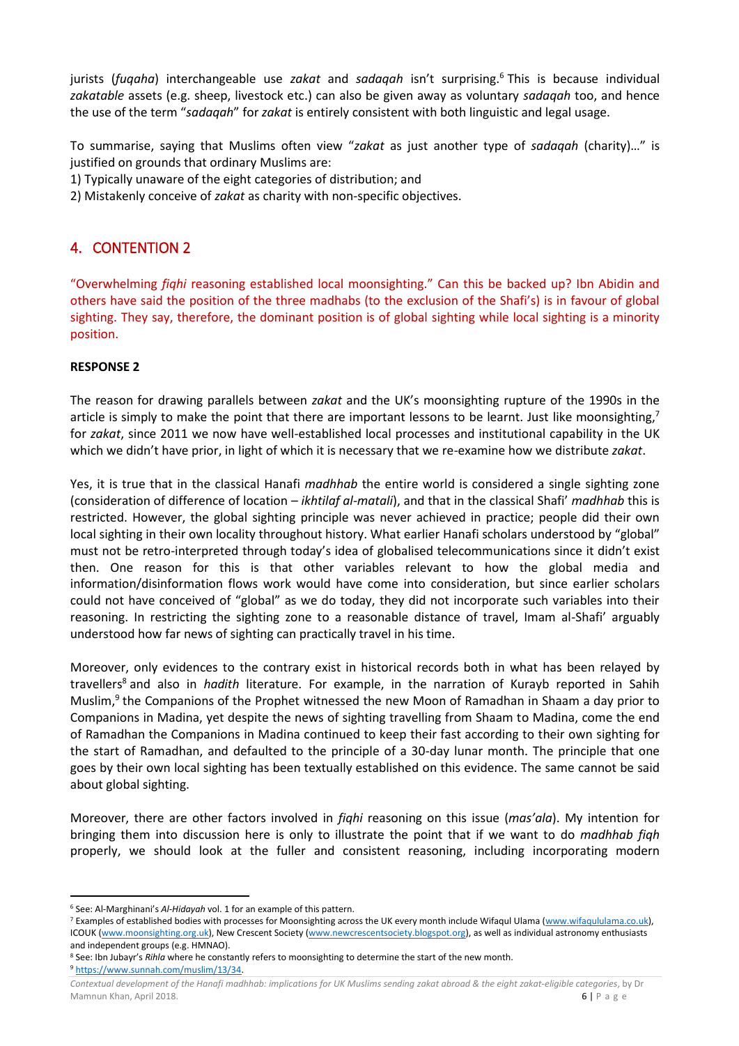jurists (*fuqaha*) interchangeable use *zakat* and *sadaqah* isn't surprising.[6] This is because individual *zakatable* assets (e.g. sheep, livestock etc.) can also be given away as voluntary *sadaqah* too, and hence the use of the term "*sadaqah*" for *zakat* is entirely consistent with both linguistic and legal usage.

To summarise, saying that Muslims often view "*zakat* as just another type of *sadaqah* (charity)…" is justified on grounds that ordinary Muslims are:

1) Typically unaware of the eight categories of distribution; and
2) Mistakenly conceive of *zakat* as charity with non-specific objectives.

## 4. CONTENTION 2

"Overwhelming *fiqhi* reasoning established local moonsighting." Can this be backed up? Ibn Abidin and others have said the position of the three madhabs (to the exclusion of the Shafi's) is in favour of global sighting. They say, therefore, the dominant position is of global sighting while local sighting is a minority position.

**RESPONSE 2**

The reason for drawing parallels between *zakat* and the UK's moonsighting rupture of the 1990s in the article is simply to make the point that there are important lessons to be learnt. Just like moonsighting,[7] for *zakat*, since 2011 we now have well-established local processes and institutional capability in the UK which we didn't have prior, in light of which it is necessary that we re-examine how we distribute *zakat*.

Yes, it is true that in the classical Hanafi *madhhab* the entire world is considered a single sighting zone (consideration of difference of location – *ikhtilaf al-matali*), and that in the classical Shafi' *madhhab* this is restricted. However, the global sighting principle was never achieved in practice; people did their own local sighting in their own locality throughout history. What earlier Hanafi scholars understood by "global" must not be retro-interpreted through today's idea of globalised telecommunications since it didn't exist then. One reason for this is that other variables relevant to how the global media and information/disinformation flows work would have come into consideration, but since earlier scholars could not have conceived of "global" as we do today, they did not incorporate such variables into their reasoning. In restricting the sighting zone to a reasonable distance of travel, Imam al-Shafi' arguably understood how far news of sighting can practically travel in his time.

Moreover, only evidences to the contrary exist in historical records both in what has been relayed by travellers[8] and also in *hadith* literature. For example, in the narration of Kurayb reported in Sahih Muslim,[9] the Companions of the Prophet witnessed the new Moon of Ramadhan in Shaam a day prior to Companions in Madina, yet despite the news of sighting travelling from Shaam to Madina, come the end of Ramadhan the Companions in Madina continued to keep their fast according to their own sighting for the start of Ramadhan, and defaulted to the principle of a 30-day lunar month. The principle that one goes by their own local sighting has been textually established on this evidence. The same cannot be said about global sighting.

Moreover, there are other factors involved in *fiqhi* reasoning on this issue (*mas'ala*). My intention for bringing them into discussion here is only to illustrate the point that if we want to do *madhhab fiqh* properly, we should look at the fuller and consistent reasoning, including incorporating modern

---

[6] See: Al-Marghinani's *Al-Hidayah* vol. 1 for an example of this pattern.

[7] Examples of established bodies with processes for Moonsighting across the UK every month include Wifaqul Ulama (www.wifaqululama.co.uk), ICOUK (www.moonsighting.org.uk), New Crescent Society (www.newcrescentsociety.blogspot.org), as well as individual astronomy enthusiasts and independent groups (e.g. HMNAO).

[8] See: Ibn Jubayr's *Rihla* where he constantly refers to moonsighting to determine the start of the new month.

[9] https://www.sunnah.com/muslim/13/34.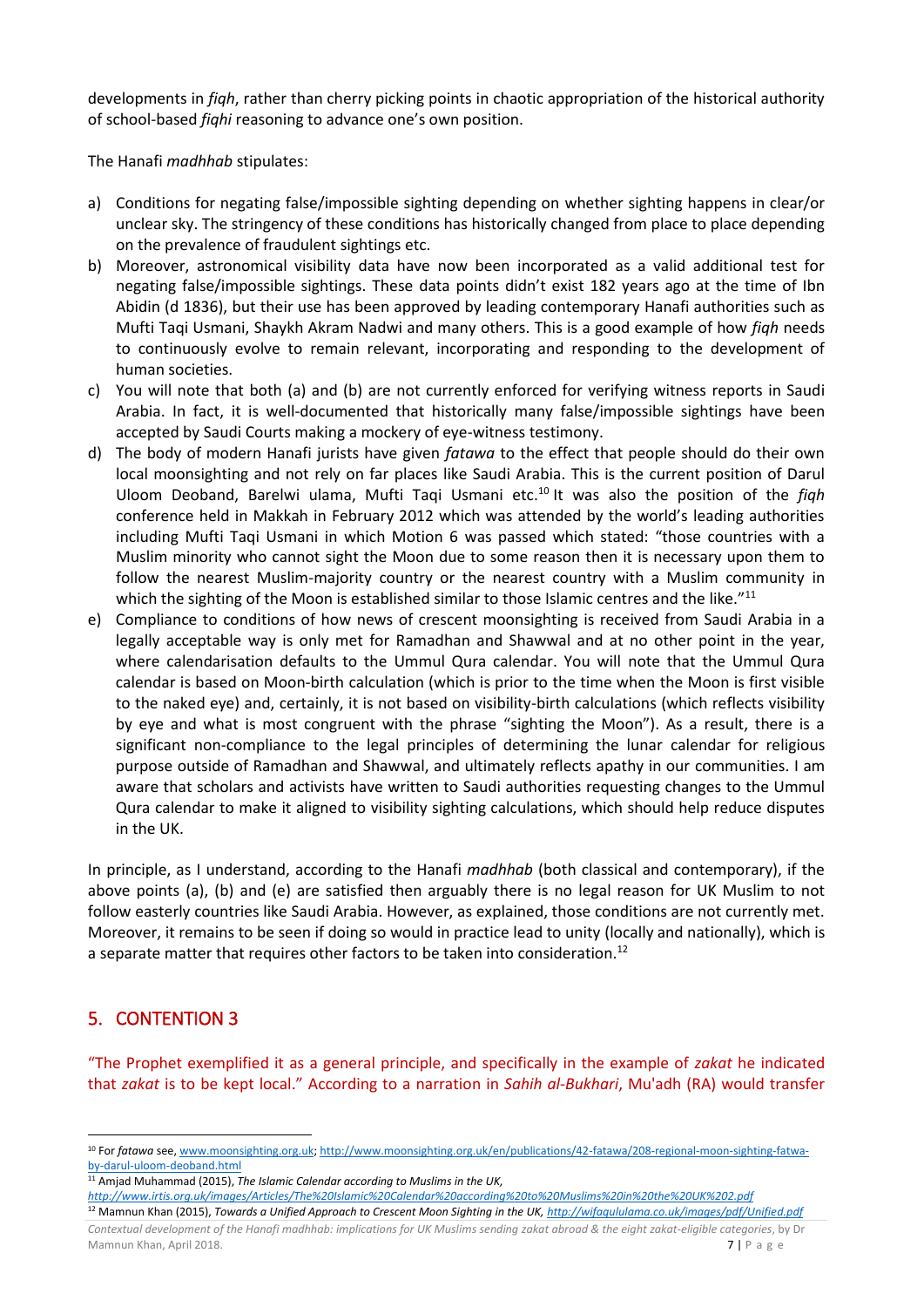developments in *fiqh*, rather than cherry picking points in chaotic appropriation of the historical authority of school-based *fiqhi* reasoning to advance one's own position.

The Hanafi *madhhab* stipulates:

a) Conditions for negating false/impossible sighting depending on whether sighting happens in clear/or unclear sky. The stringency of these conditions has historically changed from place to place depending on the prevalence of fraudulent sightings etc.
b) Moreover, astronomical visibility data have now been incorporated as a valid additional test for negating false/impossible sightings. These data points didn't exist 182 years ago at the time of Ibn Abidin (d 1836), but their use has been approved by leading contemporary Hanafi authorities such as Mufti Taqi Usmani, Shaykh Akram Nadwi and many others. This is a good example of how *fiqh* needs to continuously evolve to remain relevant, incorporating and responding to the development of human societies.
c) You will note that both (a) and (b) are not currently enforced for verifying witness reports in Saudi Arabia. In fact, it is well-documented that historically many false/impossible sightings have been accepted by Saudi Courts making a mockery of eye-witness testimony.
d) The body of modern Hanafi jurists have given *fatawa* to the effect that people should do their own local moonsighting and not rely on far places like Saudi Arabia. This is the current position of Darul Uloom Deoband, Barelwi ulama, Mufti Taqi Usmani etc.[10] It was also the position of the *fiqh* conference held in Makkah in February 2012 which was attended by the world's leading authorities including Mufti Taqi Usmani in which Motion 6 was passed which stated: "those countries with a Muslim minority who cannot sight the Moon due to some reason then it is necessary upon them to follow the nearest Muslim-majority country or the nearest country with a Muslim community in which the sighting of the Moon is established similar to those Islamic centres and the like."[11]
e) Compliance to conditions of how news of crescent moonsighting is received from Saudi Arabia in a legally acceptable way is only met for Ramadhan and Shawwal and at no other point in the year, where calendarisation defaults to the Ummul Qura calendar. You will note that the Ummul Qura calendar is based on Moon-birth calculation (which is prior to the time when the Moon is first visible to the naked eye) and, certainly, it is not based on visibility-birth calculations (which reflects visibility by eye and what is most congruent with the phrase "sighting the Moon"). As a result, there is a significant non-compliance to the legal principles of determining the lunar calendar for religious purpose outside of Ramadhan and Shawwal, and ultimately reflects apathy in our communities. I am aware that scholars and activists have written to Saudi authorities requesting changes to the Ummul Qura calendar to make it aligned to visibility sighting calculations, which should help reduce disputes in the UK.

In principle, as I understand, according to the Hanafi *madhhab* (both classical and contemporary), if the above points (a), (b) and (e) are satisfied then arguably there is no legal reason for UK Muslim to not follow easterly countries like Saudi Arabia. However, as explained, those conditions are not currently met. Moreover, it remains to be seen if doing so would in practice lead to unity (locally and nationally), which is a separate matter that requires other factors to be taken into consideration.[12]

## 5. CONTENTION 3

"The Prophet exemplified it as a general principle, and specifically in the example of *zakat* he indicated that *zakat* is to be kept local." According to a narration in *Sahih al-Bukhari*, Mu'adh (RA) would transfer

---

[10] For *fatawa* see, www.moonsighting.org.uk; http://www.moonsighting.org.uk/en/publications/42-fatawa/208-regional-moon-sighting-fatwa-by-darul-uloom-deoband.html

[11] Amjad Muhammad (2015), *The Islamic Calendar according to Muslims in the UK*, *http://www.irtis.org.uk/images/Articles/The%20Islamic%20Calendar%20according%20to%20Muslims%20in%20the%20UK%202.pdf*

[12] Mamnun Khan (2015), *Towards a Unified Approach to Crescent Moon Sighting in the UK, http://wifaqululama.co.uk/images/pdf/Unified.pdf*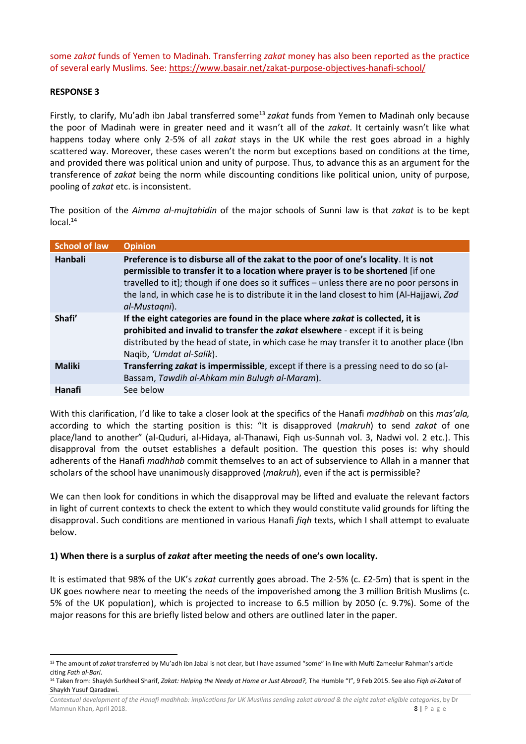some *zakat* funds of Yemen to Madinah. Transferring *zakat* money has also been reported as the practice of several early Muslims. See: https://www.basair.net/zakat-purpose-objectives-hanafi-school/

**RESPONSE 3**

Firstly, to clarify, Mu'adh ibn Jabal transferred some[13] *zakat* funds from Yemen to Madinah only because the poor of Madinah were in greater need and it wasn't all of the *zakat*. It certainly wasn't like what happens today where only 2-5% of all *zakat* stays in the UK while the rest goes abroad in a highly scattered way. Moreover, these cases weren't the norm but exceptions based on conditions at the time, and provided there was political union and unity of purpose. Thus, to advance this as an argument for the transference of *zakat* being the norm while discounting conditions like political union, unity of purpose, pooling of *zakat* etc. is inconsistent.

The position of the *Aimma al-mujtahidin* of the major schools of Sunni law is that *zakat* is to be kept local.[14]

| School of law | Opinion |
|---|---|
| **Hanbali** | **Preference is to disburse all of the zakat to the poor of one's locality**. It is **not permissible to transfer it to a location where prayer is to be shortened** [if one travelled to it]; though if one does so it suffices – unless there are no poor persons in the land, in which case he is to distribute it in the land closest to him (Al-Hajjawi, *Zad al-Mustaqni*). |
| **Shafi'** | **If the eight categories are found in the place where *zakat* is collected, it is prohibited and invalid to transfer the *zakat* elsewhere** - except if it is being distributed by the head of state, in which case he may transfer it to another place (Ibn Naqib, *'Umdat al-Salik*). |
| **Maliki** | **Transferring *zakat* is impermissible**, except if there is a pressing need to do so (al-Bassam, *Tawdih al-Ahkam min Bulugh al-Maram*). |
| **Hanafi** | See below |

With this clarification, I'd like to take a closer look at the specifics of the Hanafi *madhhab* on this *mas'ala,* according to which the starting position is this: "It is disapproved (*makruh*) to send *zakat* of one place/land to another" (al-Quduri, al-Hidaya, al-Thanawi, Fiqh us-Sunnah vol. 3, Nadwi vol. 2 etc.). This disapproval from the outset establishes a default position. The question this poses is: why should adherents of the Hanafi *madhhab* commit themselves to an act of subservience to Allah in a manner that scholars of the school have unanimously disapproved (*makruh*), even if the act is permissible?

We can then look for conditions in which the disapproval may be lifted and evaluate the relevant factors in light of current contexts to check the extent to which they would constitute valid grounds for lifting the disapproval. Such conditions are mentioned in various Hanafi *fiqh* texts, which I shall attempt to evaluate below.

**1) When there is a surplus of *zakat* after meeting the needs of one's own locality.**

It is estimated that 98% of the UK's *zakat* currently goes abroad. The 2-5% (c. £2-5m) that is spent in the UK goes nowhere near to meeting the needs of the impoverished among the 3 million British Muslims (c. 5% of the UK population), which is projected to increase to 6.5 million by 2050 (c. 9.7%). Some of the major reasons for this are briefly listed below and others are outlined later in the paper.

---

[13] The amount of *zakat* transferred by Mu'adh ibn Jabal is not clear, but I have assumed "some" in line with Mufti Zameelur Rahman's article citing *Fath al-Bari*.

[14] Taken from: Shaykh Surkheel Sharif, *Zakat: Helping the Needy at Home or Just Abroad?,* The Humble "I", 9 Feb 2015. See also *Fiqh al-Zakat* of Shaykh Yusuf Qaradawi.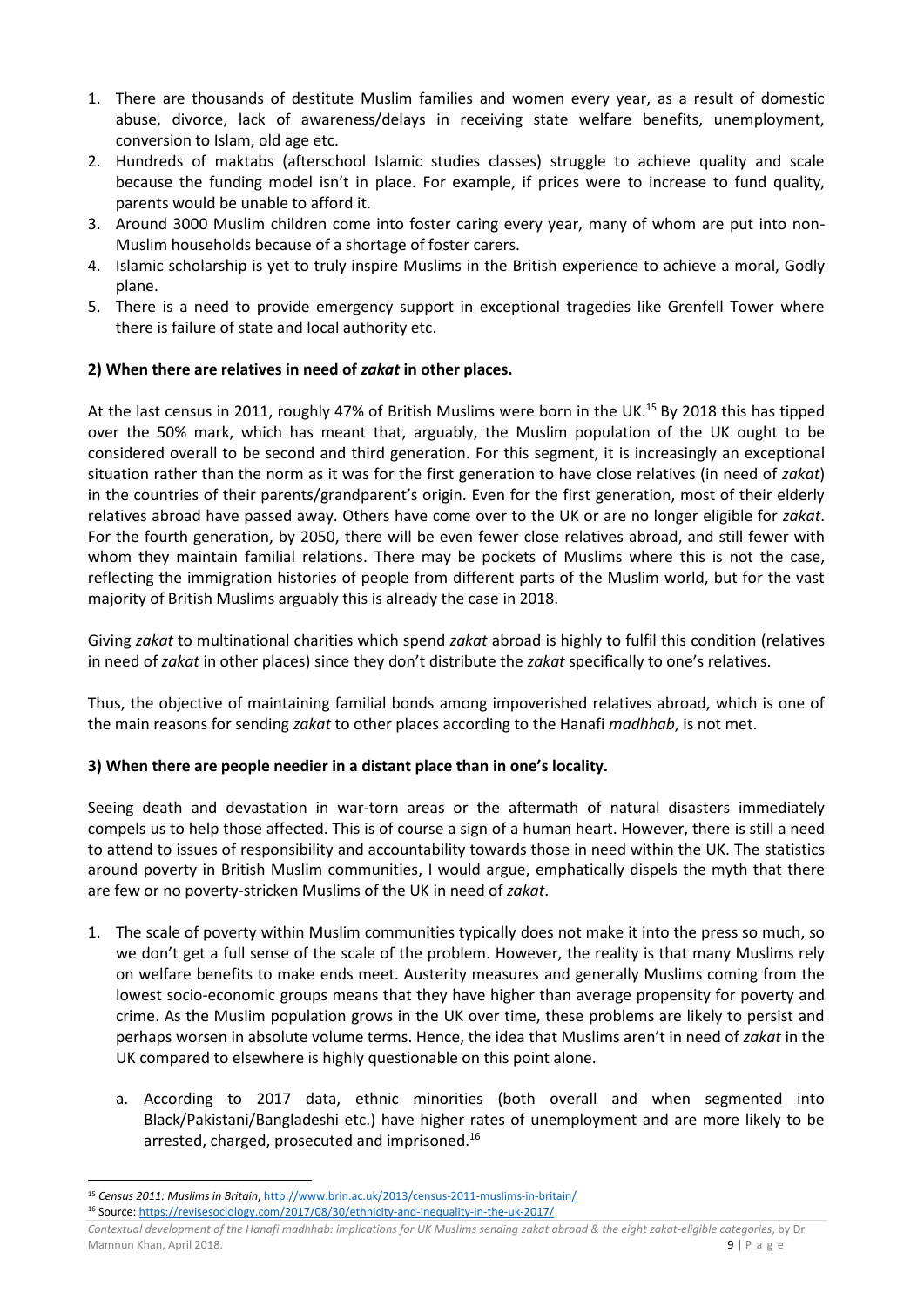1. There are thousands of destitute Muslim families and women every year, as a result of domestic abuse, divorce, lack of awareness/delays in receiving state welfare benefits, unemployment, conversion to Islam, old age etc.
2. Hundreds of maktabs (afterschool Islamic studies classes) struggle to achieve quality and scale because the funding model isn't in place. For example, if prices were to increase to fund quality, parents would be unable to afford it.
3. Around 3000 Muslim children come into foster caring every year, many of whom are put into non-Muslim households because of a shortage of foster carers.
4. Islamic scholarship is yet to truly inspire Muslims in the British experience to achieve a moral, Godly plane.
5. There is a need to provide emergency support in exceptional tragedies like Grenfell Tower where there is failure of state and local authority etc.

**2) When there are relatives in need of *zakat* in other places.**

At the last census in 2011, roughly 47% of British Muslims were born in the UK.[15] By 2018 this has tipped over the 50% mark, which has meant that, arguably, the Muslim population of the UK ought to be considered overall to be second and third generation. For this segment, it is increasingly an exceptional situation rather than the norm as it was for the first generation to have close relatives (in need of *zakat*) in the countries of their parents/grandparent's origin. Even for the first generation, most of their elderly relatives abroad have passed away. Others have come over to the UK or are no longer eligible for *zakat*. For the fourth generation, by 2050, there will be even fewer close relatives abroad, and still fewer with whom they maintain familial relations. There may be pockets of Muslims where this is not the case, reflecting the immigration histories of people from different parts of the Muslim world, but for the vast majority of British Muslims arguably this is already the case in 2018.

Giving *zakat* to multinational charities which spend *zakat* abroad is highly to fulfil this condition (relatives in need of *zakat* in other places) since they don't distribute the *zakat* specifically to one's relatives.

Thus, the objective of maintaining familial bonds among impoverished relatives abroad, which is one of the main reasons for sending *zakat* to other places according to the Hanafi *madhhab*, is not met.

**3) When there are people needier in a distant place than in one's locality.**

Seeing death and devastation in war-torn areas or the aftermath of natural disasters immediately compels us to help those affected. This is of course a sign of a human heart. However, there is still a need to attend to issues of responsibility and accountability towards those in need within the UK. The statistics around poverty in British Muslim communities, I would argue, emphatically dispels the myth that there are few or no poverty-stricken Muslims of the UK in need of *zakat*.

1. The scale of poverty within Muslim communities typically does not make it into the press so much, so we don't get a full sense of the scale of the problem. However, the reality is that many Muslims rely on welfare benefits to make ends meet. Austerity measures and generally Muslims coming from the lowest socio-economic groups means that they have higher than average propensity for poverty and crime. As the Muslim population grows in the UK over time, these problems are likely to persist and perhaps worsen in absolute volume terms. Hence, the idea that Muslims aren't in need of *zakat* in the UK compared to elsewhere is highly questionable on this point alone.
   a. According to 2017 data, ethnic minorities (both overall and when segmented into Black/Pakistani/Bangladeshi etc.) have higher rates of unemployment and are more likely to be arrested, charged, prosecuted and imprisoned.[16]

---

[15] *Census 2011: Muslims in Britain*, http://www.brin.ac.uk/2013/census-2011-muslims-in-britain/

[16] Source: https://revisesociology.com/2017/08/30/ethnicity-and-inequality-in-the-uk-2017/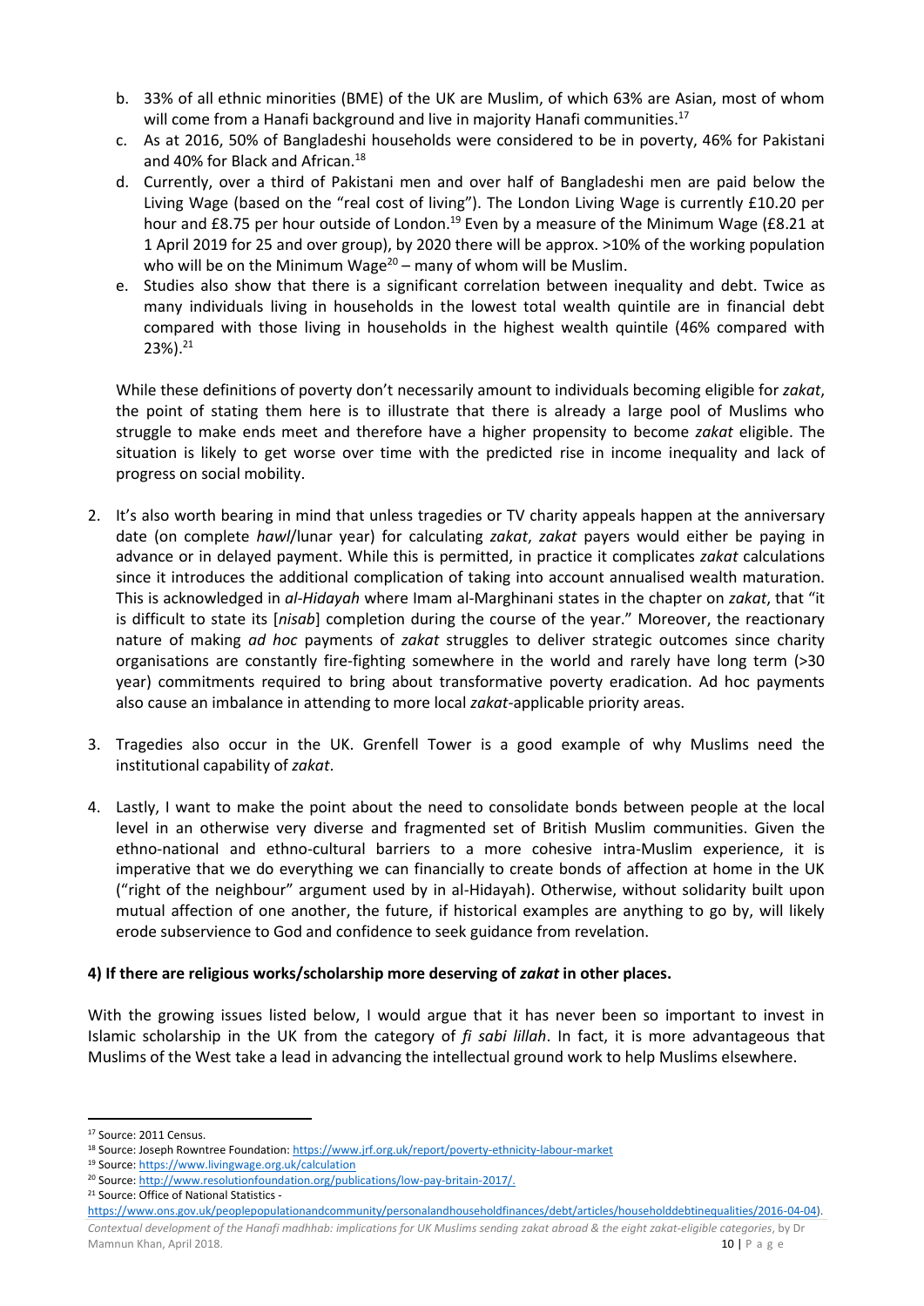b. 33% of all ethnic minorities (BME) of the UK are Muslim, of which 63% are Asian, most of whom will come from a Hanafi background and live in majority Hanafi communities.[17]
c. As at 2016, 50% of Bangladeshi households were considered to be in poverty, 46% for Pakistani and 40% for Black and African.[18]
d. Currently, over a third of Pakistani men and over half of Bangladeshi men are paid below the Living Wage (based on the "real cost of living"). The London Living Wage is currently £10.20 per hour and £8.75 per hour outside of London.[19] Even by a measure of the Minimum Wage (£8.21 at 1 April 2019 for 25 and over group), by 2020 there will be approx. >10% of the working population who will be on the Minimum Wage[20] – many of whom will be Muslim.
e. Studies also show that there is a significant correlation between inequality and debt. Twice as many individuals living in households in the lowest total wealth quintile are in financial debt compared with those living in households in the highest wealth quintile (46% compared with 23%).[21]

While these definitions of poverty don't necessarily amount to individuals becoming eligible for *zakat*, the point of stating them here is to illustrate that there is already a large pool of Muslims who struggle to make ends meet and therefore have a higher propensity to become *zakat* eligible. The situation is likely to get worse over time with the predicted rise in income inequality and lack of progress on social mobility.

2. It's also worth bearing in mind that unless tragedies or TV charity appeals happen at the anniversary date (on complete *hawl*/lunar year) for calculating *zakat*, *zakat* payers would either be paying in advance or in delayed payment. While this is permitted, in practice it complicates *zakat* calculations since it introduces the additional complication of taking into account annualised wealth maturation. This is acknowledged in *al-Hidayah* where Imam al-Marghinani states in the chapter on *zakat*, that "it is difficult to state its [*nisab*] completion during the course of the year." Moreover, the reactionary nature of making *ad hoc* payments of *zakat* struggles to deliver strategic outcomes since charity organisations are constantly fire-fighting somewhere in the world and rarely have long term (>30 year) commitments required to bring about transformative poverty eradication. Ad hoc payments also cause an imbalance in attending to more local *zakat*-applicable priority areas.

3. Tragedies also occur in the UK. Grenfell Tower is a good example of why Muslims need the institutional capability of *zakat*.

4. Lastly, I want to make the point about the need to consolidate bonds between people at the local level in an otherwise very diverse and fragmented set of British Muslim communities. Given the ethno-national and ethno-cultural barriers to a more cohesive intra-Muslim experience, it is imperative that we do everything we can financially to create bonds of affection at home in the UK ("right of the neighbour" argument used by in al-Hidayah). Otherwise, without solidarity built upon mutual affection of one another, the future, if historical examples are anything to go by, will likely erode subservience to God and confidence to seek guidance from revelation.

**4) If there are religious works/scholarship more deserving of *zakat* in other places.**

With the growing issues listed below, I would argue that it has never been so important to invest in Islamic scholarship in the UK from the category of *fi sabi lillah*. In fact, it is more advantageous that Muslims of the West take a lead in advancing the intellectual ground work to help Muslims elsewhere.

---

[17] Source: 2011 Census.
[18] Source: Joseph Rowntree Foundation: https://www.jrf.org.uk/report/poverty-ethnicity-labour-market
[19] Source: https://www.livingwage.org.uk/calculation
[20] Source: http://www.resolutionfoundation.org/publications/low-pay-britain-2017/.
[21] Source: Office of National Statistics - https://www.ons.gov.uk/peoplepopulationandcommunity/personalandhouseholdfinances/debt/articles/householddebtinequalities/2016-04-04).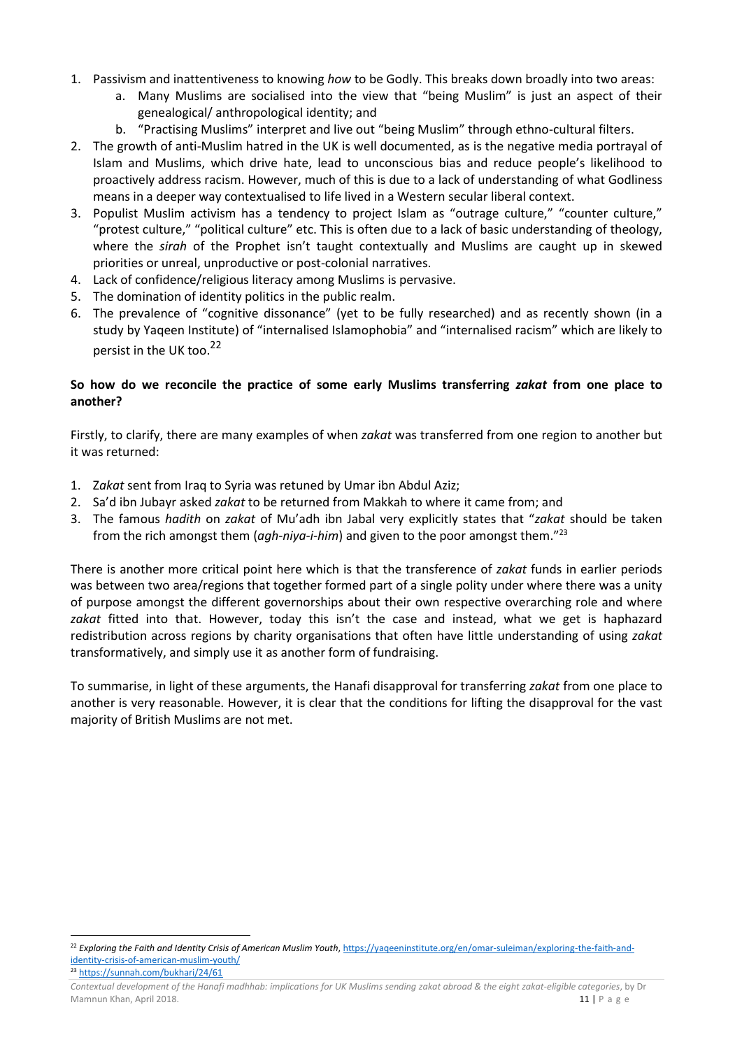1. Passivism and inattentiveness to knowing *how* to be Godly. This breaks down broadly into two areas:
   a. Many Muslims are socialised into the view that "being Muslim" is just an aspect of their genealogical/ anthropological identity; and
   b. "Practising Muslims" interpret and live out "being Muslim" through ethno-cultural filters.
2. The growth of anti-Muslim hatred in the UK is well documented, as is the negative media portrayal of Islam and Muslims, which drive hate, lead to unconscious bias and reduce people's likelihood to proactively address racism. However, much of this is due to a lack of understanding of what Godliness means in a deeper way contextualised to life lived in a Western secular liberal context.
3. Populist Muslim activism has a tendency to project Islam as "outrage culture," "counter culture," "protest culture," "political culture" etc. This is often due to a lack of basic understanding of theology, where the *sirah* of the Prophet isn't taught contextually and Muslims are caught up in skewed priorities or unreal, unproductive or post-colonial narratives.
4. Lack of confidence/religious literacy among Muslims is pervasive.
5. The domination of identity politics in the public realm.
6. The prevalence of "cognitive dissonance" (yet to be fully researched) and as recently shown (in a study by Yaqeen Institute) of "internalised Islamophobia" and "internalised racism" which are likely to persist in the UK too.[22]

**So how do we reconcile the practice of some early Muslims transferring *zakat* from one place to another?**

Firstly, to clarify, there are many examples of when *zakat* was transferred from one region to another but it was returned:

1. Z*akat* sent from Iraq to Syria was retuned by Umar ibn Abdul Aziz;
2. Sa'd ibn Jubayr asked *zakat* to be returned from Makkah to where it came from; and
3. The famous *hadith* on *zakat* of Mu'adh ibn Jabal very explicitly states that "*zakat* should be taken from the rich amongst them (*agh-niya-i-him*) and given to the poor amongst them."[23]

There is another more critical point here which is that the transference of *zakat* funds in earlier periods was between two area/regions that together formed part of a single polity under where there was a unity of purpose amongst the different governorships about their own respective overarching role and where *zakat* fitted into that. However, today this isn't the case and instead, what we get is haphazard redistribution across regions by charity organisations that often have little understanding of using *zakat* transformatively, and simply use it as another form of fundraising.

To summarise, in light of these arguments, the Hanafi disapproval for transferring *zakat* from one place to another is very reasonable. However, it is clear that the conditions for lifting the disapproval for the vast majority of British Muslims are not met.

---

[22] *Exploring the Faith and Identity Crisis of American Muslim Youth*, https://yaqeeninstitute.org/en/omar-suleiman/exploring-the-faith-and-identity-crisis-of-american-muslim-youth/

[23] https://sunnah.com/bukhari/24/61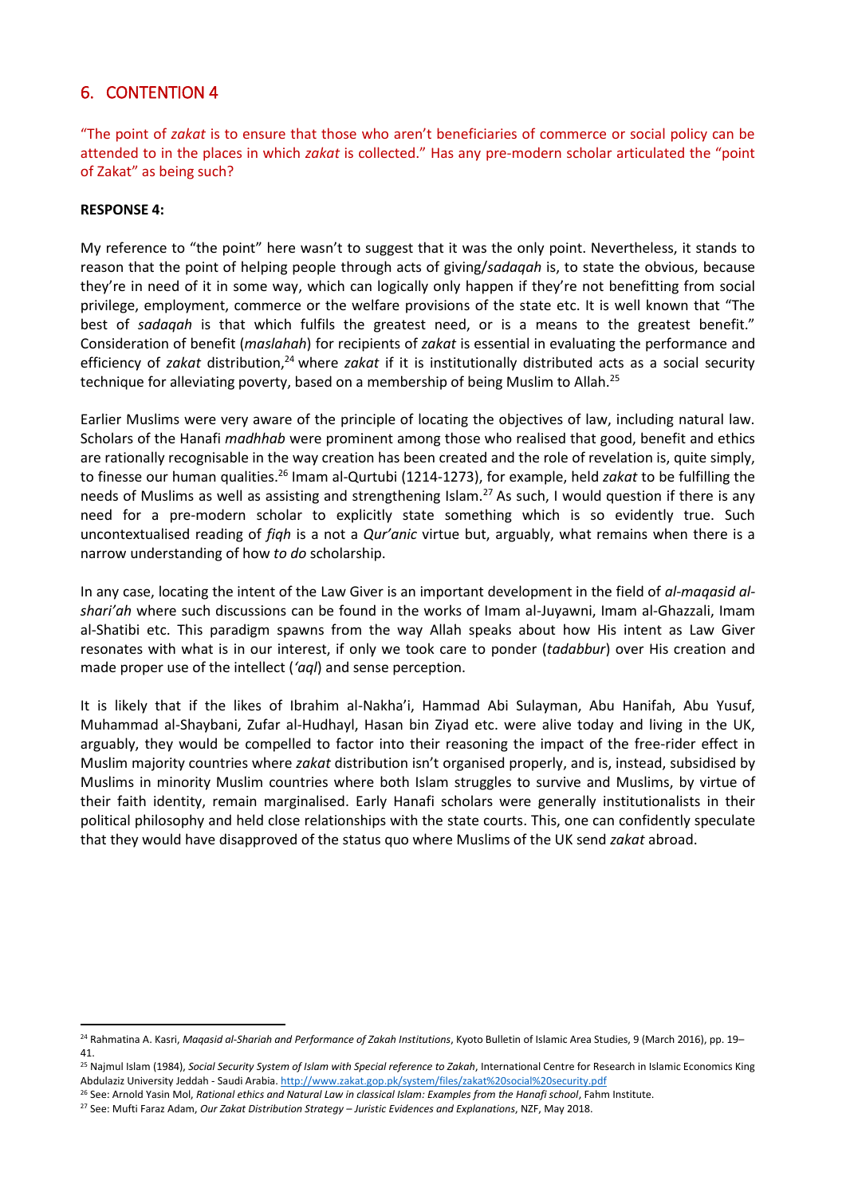## 6. CONTENTION 4

"The point of *zakat* is to ensure that those who aren't beneficiaries of commerce or social policy can be attended to in the places in which *zakat* is collected." Has any pre-modern scholar articulated the "point of Zakat" as being such?

**RESPONSE 4:**

My reference to "the point" here wasn't to suggest that it was the only point. Nevertheless, it stands to reason that the point of helping people through acts of giving/*sadaqah* is, to state the obvious, because they're in need of it in some way, which can logically only happen if they're not benefitting from social privilege, employment, commerce or the welfare provisions of the state etc. It is well known that "The best of *sadaqah* is that which fulfils the greatest need, or is a means to the greatest benefit." Consideration of benefit (*maslahah*) for recipients of *zakat* is essential in evaluating the performance and efficiency of *zakat* distribution,[24] where *zakat* if it is institutionally distributed acts as a social security technique for alleviating poverty, based on a membership of being Muslim to Allah.[25]

Earlier Muslims were very aware of the principle of locating the objectives of law, including natural law. Scholars of the Hanafi *madhhab* were prominent among those who realised that good, benefit and ethics are rationally recognisable in the way creation has been created and the role of revelation is, quite simply, to finesse our human qualities.[26] Imam al-Qurtubi (1214-1273), for example, held *zakat* to be fulfilling the needs of Muslims as well as assisting and strengthening Islam.[27] As such, I would question if there is any need for a pre-modern scholar to explicitly state something which is so evidently true. Such uncontextualised reading of *fiqh* is a not a *Qur'anic* virtue but, arguably, what remains when there is a narrow understanding of how *to do* scholarship.

In any case, locating the intent of the Law Giver is an important development in the field of *al-maqasid al-shari'ah* where such discussions can be found in the works of Imam al-Juyawni, Imam al-Ghazzali, Imam al-Shatibi etc. This paradigm spawns from the way Allah speaks about how His intent as Law Giver resonates with what is in our interest, if only we took care to ponder (*tadabbur*) over His creation and made proper use of the intellect (*'aql*) and sense perception.

It is likely that if the likes of Ibrahim al-Nakha'i, Hammad Abi Sulayman, Abu Hanifah, Abu Yusuf, Muhammad al-Shaybani, Zufar al-Hudhayl, Hasan bin Ziyad etc. were alive today and living in the UK, arguably, they would be compelled to factor into their reasoning the impact of the free-rider effect in Muslim majority countries where *zakat* distribution isn't organised properly, and is, instead, subsidised by Muslims in minority Muslim countries where both Islam struggles to survive and Muslims, by virtue of their faith identity, remain marginalised. Early Hanafi scholars were generally institutionalists in their political philosophy and held close relationships with the state courts. This, one can confidently speculate that they would have disapproved of the status quo where Muslims of the UK send *zakat* abroad.

---

[24] Rahmatina A. Kasri, *Maqasid al-Shariah and Performance of Zakah Institutions*, Kyoto Bulletin of Islamic Area Studies, 9 (March 2016), pp. 19–41.

[25] Najmul Islam (1984), *Social Security System of Islam with Special reference to Zakah*, International Centre for Research in Islamic Economics King Abdulaziz University Jeddah - Saudi Arabia. http://www.zakat.gop.pk/system/files/zakat%20social%20security.pdf

[26] See: Arnold Yasin Mol, *Rational ethics and Natural Law in classical Islam: Examples from the Hanafi school*, Fahm Institute.

[27] See: Mufti Faraz Adam, *Our Zakat Distribution Strategy – Juristic Evidences and Explanations*, NZF, May 2018.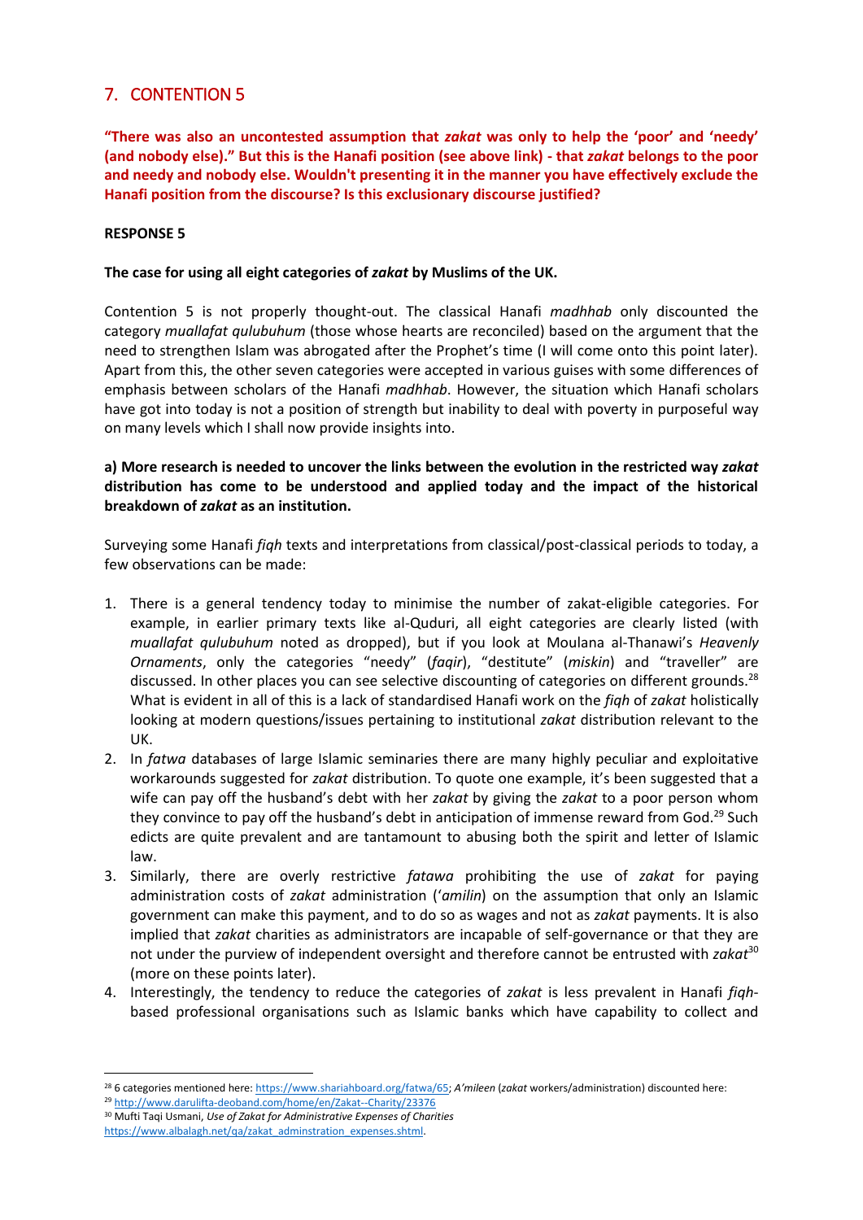## 7. CONTENTION 5

**"There was also an uncontested assumption that *zakat* was only to help the 'poor' and 'needy' (and nobody else)." But this is the Hanafi position (see above link) - that *zakat* belongs to the poor and needy and nobody else. Wouldn't presenting it in the manner you have effectively exclude the Hanafi position from the discourse? Is this exclusionary discourse justified?**

**RESPONSE 5**

**The case for using all eight categories of *zakat* by Muslims of the UK.**

Contention 5 is not properly thought-out. The classical Hanafi *madhhab* only discounted the category *muallafat qulubuhum* (those whose hearts are reconciled) based on the argument that the need to strengthen Islam was abrogated after the Prophet's time (I will come onto this point later). Apart from this, the other seven categories were accepted in various guises with some differences of emphasis between scholars of the Hanafi *madhhab*. However, the situation which Hanafi scholars have got into today is not a position of strength but inability to deal with poverty in purposeful way on many levels which I shall now provide insights into.

**a) More research is needed to uncover the links between the evolution in the restricted way *zakat* distribution has come to be understood and applied today and the impact of the historical breakdown of *zakat* as an institution.**

Surveying some Hanafi *fiqh* texts and interpretations from classical/post-classical periods to today, a few observations can be made:

1. There is a general tendency today to minimise the number of zakat-eligible categories. For example, in earlier primary texts like al-Quduri, all eight categories are clearly listed (with *muallafat qulubuhum* noted as dropped), but if you look at Moulana al-Thanawi's *Heavenly Ornaments*, only the categories "needy" (*faqir*), "destitute" (*miskin*) and "traveller" are discussed. In other places you can see selective discounting of categories on different grounds.[28] What is evident in all of this is a lack of standardised Hanafi work on the *fiqh* of *zakat* holistically looking at modern questions/issues pertaining to institutional *zakat* distribution relevant to the UK.
2. In *fatwa* databases of large Islamic seminaries there are many highly peculiar and exploitative workarounds suggested for *zakat* distribution. To quote one example, it's been suggested that a wife can pay off the husband's debt with her *zakat* by giving the *zakat* to a poor person whom they convince to pay off the husband's debt in anticipation of immense reward from God.[29] Such edicts are quite prevalent and are tantamount to abusing both the spirit and letter of Islamic law.
3. Similarly, there are overly restrictive *fatawa* prohibiting the use of *zakat* for paying administration costs of *zakat* administration (*'amilin*) on the assumption that only an Islamic government can make this payment, and to do so as wages and not as *zakat* payments. It is also implied that *zakat* charities as administrators are incapable of self-governance or that they are not under the purview of independent oversight and therefore cannot be entrusted with *zakat*[30] (more on these points later).
4. Interestingly, the tendency to reduce the categories of *zakat* is less prevalent in Hanafi *fiqh*-based professional organisations such as Islamic banks which have capability to collect and

---

[28] 6 categories mentioned here: https://www.shariahboard.org/fatwa/65; *A'mileen* (*zakat* workers/administration) discounted here:

[29] http://www.darulifta-deoband.com/home/en/Zakat--Charity/23376

[30] Mufti Taqi Usmani, *Use of Zakat for Administrative Expenses of Charities* https://www.albalagh.net/qa/zakat_adminstration_expenses.shtml.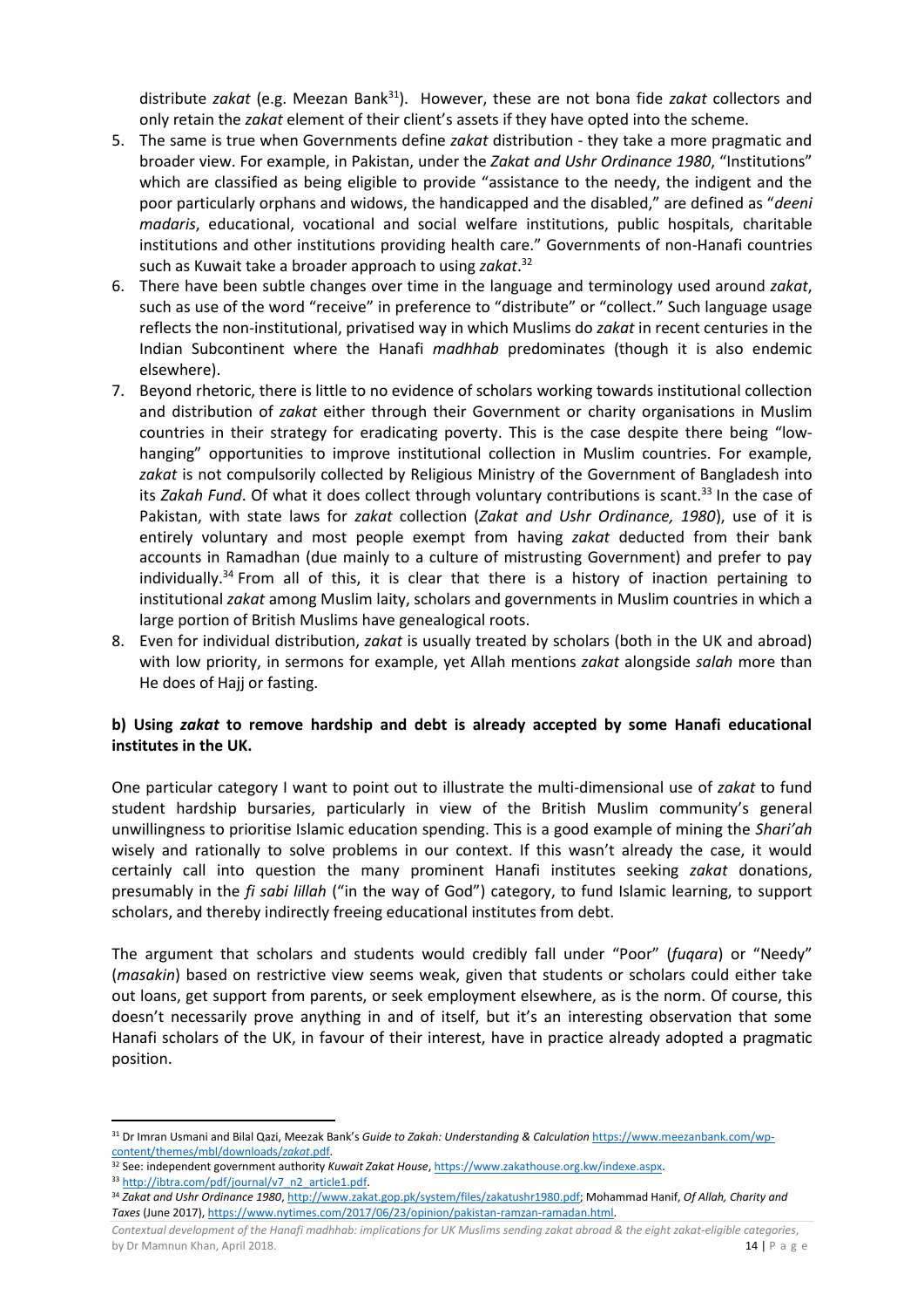distribute *zakat* (e.g. Meezan Bank[31]). However, these are not bona fide *zakat* collectors and only retain the *zakat* element of their client's assets if they have opted into the scheme.

5. The same is true when Governments define *zakat* distribution - they take a more pragmatic and broader view. For example, in Pakistan, under the *Zakat and Ushr Ordinance 1980*, "Institutions" which are classified as being eligible to provide "assistance to the needy, the indigent and the poor particularly orphans and widows, the handicapped and the disabled," are defined as "*deeni madaris*, educational, vocational and social welfare institutions, public hospitals, charitable institutions and other institutions providing health care." Governments of non-Hanafi countries such as Kuwait take a broader approach to using *zakat*.[32]
6. There have been subtle changes over time in the language and terminology used around *zakat*, such as use of the word "receive" in preference to "distribute" or "collect." Such language usage reflects the non-institutional, privatised way in which Muslims do *zakat* in recent centuries in the Indian Subcontinent where the Hanafi *madhhab* predominates (though it is also endemic elsewhere).
7. Beyond rhetoric, there is little to no evidence of scholars working towards institutional collection and distribution of *zakat* either through their Government or charity organisations in Muslim countries in their strategy for eradicating poverty. This is the case despite there being "low-hanging" opportunities to improve institutional collection in Muslim countries. For example, *zakat* is not compulsorily collected by Religious Ministry of the Government of Bangladesh into its *Zakah Fund*. Of what it does collect through voluntary contributions is scant.[33] In the case of Pakistan, with state laws for *zakat* collection (*Zakat and Ushr Ordinance, 1980*), use of it is entirely voluntary and most people exempt from having *zakat* deducted from their bank accounts in Ramadhan (due mainly to a culture of mistrusting Government) and prefer to pay individually.[34] From all of this, it is clear that there is a history of inaction pertaining to institutional *zakat* among Muslim laity, scholars and governments in Muslim countries in which a large portion of British Muslims have genealogical roots.
8. Even for individual distribution, *zakat* is usually treated by scholars (both in the UK and abroad) with low priority, in sermons for example, yet Allah mentions *zakat* alongside *salah* more than He does of Hajj or fasting.

**b) Using *zakat* to remove hardship and debt is already accepted by some Hanafi educational institutes in the UK.**

One particular category I want to point out to illustrate the multi-dimensional use of *zakat* to fund student hardship bursaries, particularly in view of the British Muslim community's general unwillingness to prioritise Islamic education spending. This is a good example of mining the *Shari'ah* wisely and rationally to solve problems in our context. If this wasn't already the case, it would certainly call into question the many prominent Hanafi institutes seeking *zakat* donations, presumably in the *fi sabi lillah* ("in the way of God") category, to fund Islamic learning, to support scholars, and thereby indirectly freeing educational institutes from debt.

The argument that scholars and students would credibly fall under "Poor" (*fuqara*) or "Needy" (*masakin*) based on restrictive view seems weak, given that students or scholars could either take out loans, get support from parents, or seek employment elsewhere, as is the norm. Of course, this doesn't necessarily prove anything in and of itself, but it's an interesting observation that some Hanafi scholars of the UK, in favour of their interest, have in practice already adopted a pragmatic position.

---

[31] Dr Imran Usmani and Bilal Qazi, Meezak Bank's *Guide to Zakah: Understanding & Calculation* https://www.meezanbank.com/wp-content/themes/mbl/downloads/zakat.pdf.

[32] See: independent government authority *Kuwait Zakat House*, https://www.zakathouse.org.kw/indexe.aspx.

[33] http://ibtra.com/pdf/journal/v7_n2_article1.pdf.

[34] *Zakat and Ushr Ordinance 1980*, http://www.zakat.gop.pk/system/files/zakatushr1980.pdf; Mohammad Hanif, *Of Allah, Charity and Taxes* (June 2017), https://www.nytimes.com/2017/06/23/opinion/pakistan-ramzan-ramadan.html.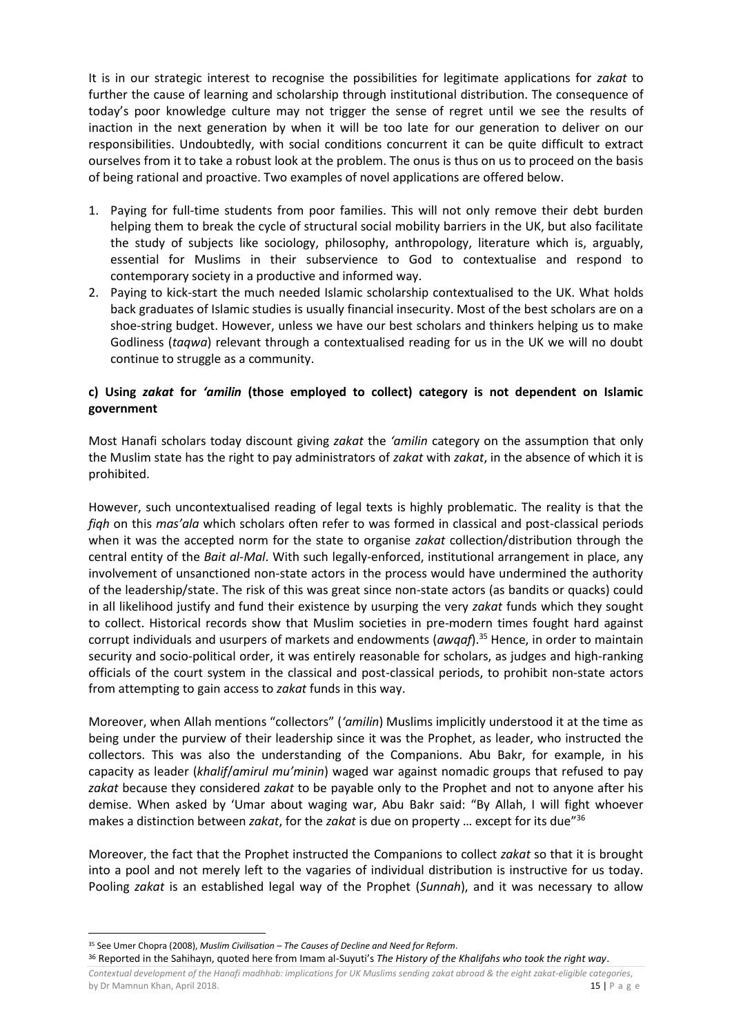It is in our strategic interest to recognise the possibilities for legitimate applications for *zakat* to further the cause of learning and scholarship through institutional distribution. The consequence of today's poor knowledge culture may not trigger the sense of regret until we see the results of inaction in the next generation by when it will be too late for our generation to deliver on our responsibilities. Undoubtedly, with social conditions concurrent it can be quite difficult to extract ourselves from it to take a robust look at the problem. The onus is thus on us to proceed on the basis of being rational and proactive. Two examples of novel applications are offered below.

1. Paying for full-time students from poor families. This will not only remove their debt burden helping them to break the cycle of structural social mobility barriers in the UK, but also facilitate the study of subjects like sociology, philosophy, anthropology, literature which is, arguably, essential for Muslims in their subservience to God to contextualise and respond to contemporary society in a productive and informed way.
2. Paying to kick-start the much needed Islamic scholarship contextualised to the UK. What holds back graduates of Islamic studies is usually financial insecurity. Most of the best scholars are on a shoe-string budget. However, unless we have our best scholars and thinkers helping us to make Godliness (*taqwa*) relevant through a contextualised reading for us in the UK we will no doubt continue to struggle as a community.

**c) Using *zakat* for *'amilin* (those employed to collect) category is not dependent on Islamic government**

Most Hanafi scholars today discount giving *zakat* the *'amilin* category on the assumption that only the Muslim state has the right to pay administrators of *zakat* with *zakat*, in the absence of which it is prohibited.

However, such uncontextualised reading of legal texts is highly problematic. The reality is that the *fiqh* on this *mas'ala* which scholars often refer to was formed in classical and post-classical periods when it was the accepted norm for the state to organise *zakat* collection/distribution through the central entity of the *Bait al-Mal*. With such legally-enforced, institutional arrangement in place, any involvement of unsanctioned non-state actors in the process would have undermined the authority of the leadership/state. The risk of this was great since non-state actors (as bandits or quacks) could in all likelihood justify and fund their existence by usurping the very *zakat* funds which they sought to collect. Historical records show that Muslim societies in pre-modern times fought hard against corrupt individuals and usurpers of markets and endowments (*awqaf*).[35] Hence, in order to maintain security and socio-political order, it was entirely reasonable for scholars, as judges and high-ranking officials of the court system in the classical and post-classical periods, to prohibit non-state actors from attempting to gain access to *zakat* funds in this way.

Moreover, when Allah mentions "collectors" (*'amilin*) Muslims implicitly understood it at the time as being under the purview of their leadership since it was the Prophet, as leader, who instructed the collectors. This was also the understanding of the Companions. Abu Bakr, for example, in his capacity as leader (*khalif*/*amirul mu'minin*) waged war against nomadic groups that refused to pay *zakat* because they considered *zakat* to be payable only to the Prophet and not to anyone after his demise. When asked by 'Umar about waging war, Abu Bakr said: "By Allah, I will fight whoever makes a distinction between *zakat*, for the *zakat* is due on property … except for its due"[36]

Moreover, the fact that the Prophet instructed the Companions to collect *zakat* so that it is brought into a pool and not merely left to the vagaries of individual distribution is instructive for us today. Pooling *zakat* is an established legal way of the Prophet (*Sunnah*), and it was necessary to allow

[35] See Umer Chopra (2008), *Muslim Civilisation – The Causes of Decline and Need for Reform*.

[36] Reported in the Sahihayn, quoted here from Imam al-Suyuti's *The History of the Khalifahs who took the right way*.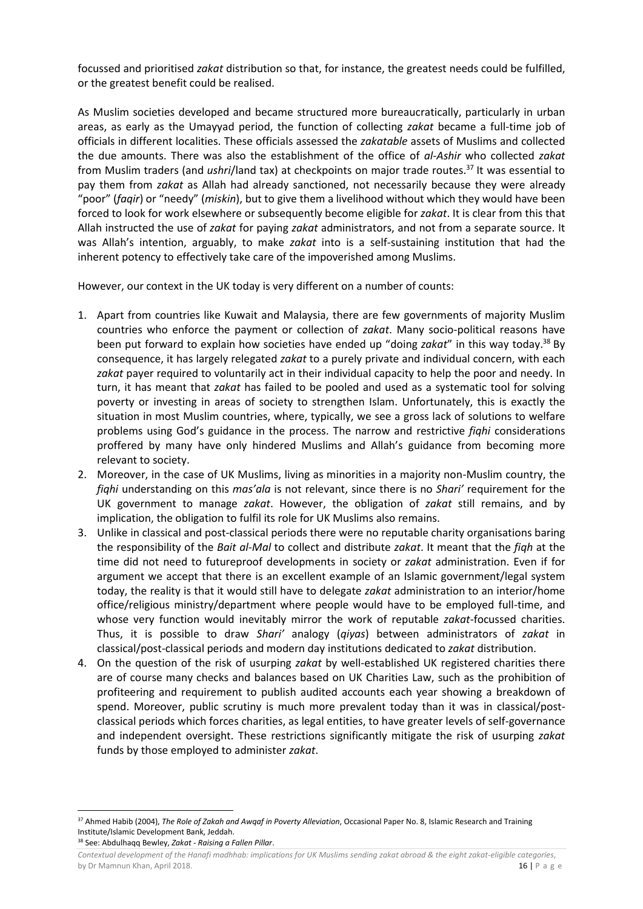focussed and prioritised *zakat* distribution so that, for instance, the greatest needs could be fulfilled, or the greatest benefit could be realised.

As Muslim societies developed and became structured more bureaucratically, particularly in urban areas, as early as the Umayyad period, the function of collecting *zakat* became a full-time job of officials in different localities. These officials assessed the *zakatable* assets of Muslims and collected the due amounts. There was also the establishment of the office of *al-Ashir* who collected *zakat* from Muslim traders (and *ushri*/land tax) at checkpoints on major trade routes.[37] It was essential to pay them from *zakat* as Allah had already sanctioned, not necessarily because they were already "poor" (*faqir*) or "needy" (*miskin*), but to give them a livelihood without which they would have been forced to look for work elsewhere or subsequently become eligible for *zakat*. It is clear from this that Allah instructed the use of *zakat* for paying *zakat* administrators, and not from a separate source. It was Allah's intention, arguably, to make *zakat* into is a self-sustaining institution that had the inherent potency to effectively take care of the impoverished among Muslims.

However, our context in the UK today is very different on a number of counts:

1. Apart from countries like Kuwait and Malaysia, there are few governments of majority Muslim countries who enforce the payment or collection of *zakat*. Many socio-political reasons have been put forward to explain how societies have ended up "doing *zakat*" in this way today.[38] By consequence, it has largely relegated *zakat* to a purely private and individual concern, with each *zakat* payer required to voluntarily act in their individual capacity to help the poor and needy. In turn, it has meant that *zakat* has failed to be pooled and used as a systematic tool for solving poverty or investing in areas of society to strengthen Islam. Unfortunately, this is exactly the situation in most Muslim countries, where, typically, we see a gross lack of solutions to welfare problems using God's guidance in the process. The narrow and restrictive *fiqhi* considerations proffered by many have only hindered Muslims and Allah's guidance from becoming more relevant to society.
2. Moreover, in the case of UK Muslims, living as minorities in a majority non-Muslim country, the *fiqhi* understanding on this *mas'ala* is not relevant, since there is no *Shari'* requirement for the UK government to manage *zakat*. However, the obligation of *zakat* still remains, and by implication, the obligation to fulfil its role for UK Muslims also remains.
3. Unlike in classical and post-classical periods there were no reputable charity organisations baring the responsibility of the *Bait al-Mal* to collect and distribute *zakat*. It meant that the *fiqh* at the time did not need to futureproof developments in society or *zakat* administration. Even if for argument we accept that there is an excellent example of an Islamic government/legal system today, the reality is that it would still have to delegate *zakat* administration to an interior/home office/religious ministry/department where people would have to be employed full-time, and whose very function would inevitably mirror the work of reputable *zakat*-focussed charities. Thus, it is possible to draw *Shari'* analogy (*qiyas*) between administrators of *zakat* in classical/post-classical periods and modern day institutions dedicated to *zakat* distribution.
4. On the question of the risk of usurping *zakat* by well-established UK registered charities there are of course many checks and balances based on UK Charities Law, such as the prohibition of profiteering and requirement to publish audited accounts each year showing a breakdown of spend. Moreover, public scrutiny is much more prevalent today than it was in classical/post-classical periods which forces charities, as legal entities, to have greater levels of self-governance and independent oversight. These restrictions significantly mitigate the risk of usurping *zakat* funds by those employed to administer *zakat*.

---

[37] Ahmed Habib (2004), *The Role of Zakah and Awqaf in Poverty Alleviation*, Occasional Paper No. 8, Islamic Research and Training Institute/Islamic Development Bank, Jeddah.

[38] See: Abdulhaqq Bewley, *Zakat - Raising a Fallen Pillar*.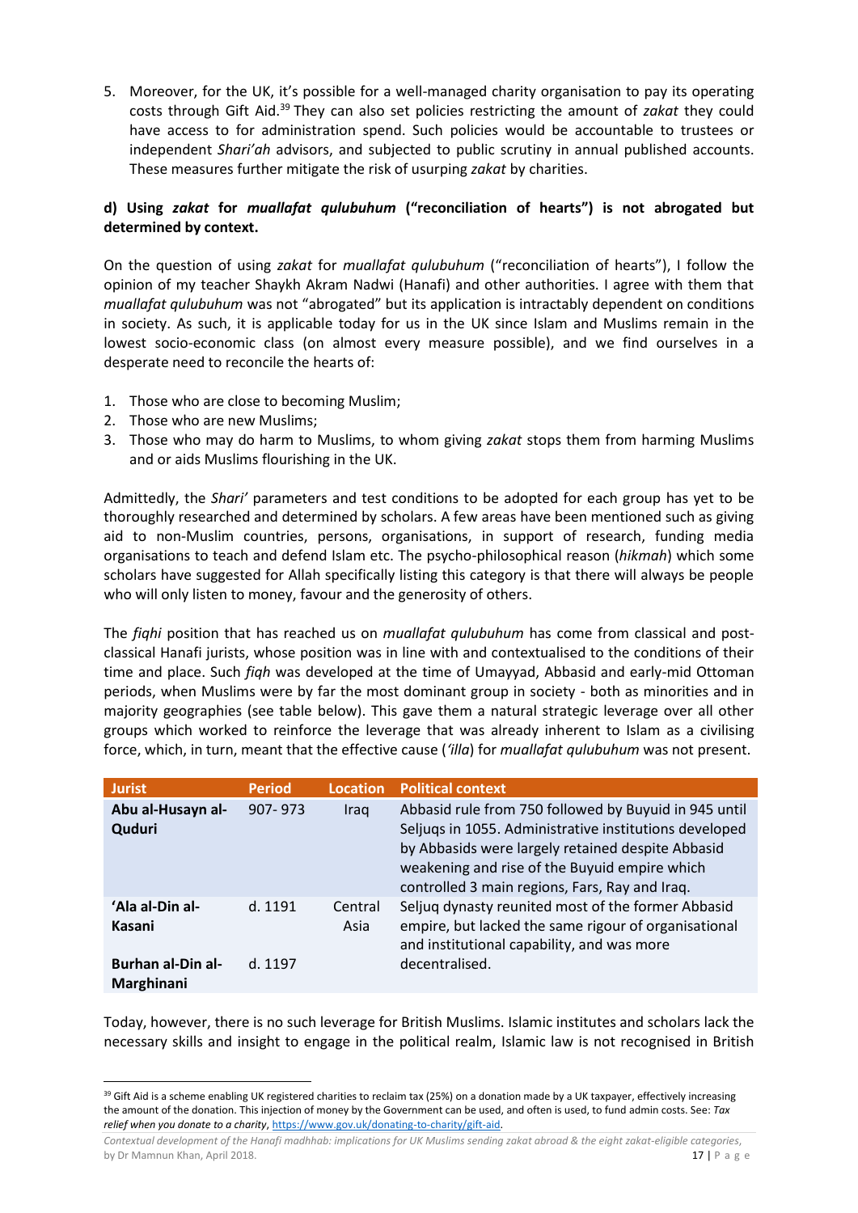5. Moreover, for the UK, it's possible for a well-managed charity organisation to pay its operating costs through Gift Aid.[39] They can also set policies restricting the amount of *zakat* they could have access to for administration spend. Such policies would be accountable to trustees or independent *Shari'ah* advisors, and subjected to public scrutiny in annual published accounts. These measures further mitigate the risk of usurping *zakat* by charities.

**d) Using *zakat* for *muallafat qulubuhum* ("reconciliation of hearts") is not abrogated but determined by context.**

On the question of using *zakat* for *muallafat qulubuhum* ("reconciliation of hearts"), I follow the opinion of my teacher Shaykh Akram Nadwi (Hanafi) and other authorities. I agree with them that *muallafat qulubuhum* was not "abrogated" but its application is intractably dependent on conditions in society. As such, it is applicable today for us in the UK since Islam and Muslims remain in the lowest socio-economic class (on almost every measure possible), and we find ourselves in a desperate need to reconcile the hearts of:

1. Those who are close to becoming Muslim;
2. Those who are new Muslims;
3. Those who may do harm to Muslims, to whom giving *zakat* stops them from harming Muslims and or aids Muslims flourishing in the UK.

Admittedly, the *Shari'* parameters and test conditions to be adopted for each group has yet to be thoroughly researched and determined by scholars. A few areas have been mentioned such as giving aid to non-Muslim countries, persons, organisations, in support of research, funding media organisations to teach and defend Islam etc. The psycho-philosophical reason (*hikmah*) which some scholars have suggested for Allah specifically listing this category is that there will always be people who will only listen to money, favour and the generosity of others.

The *fiqhi* position that has reached us on *muallafat qulubuhum* has come from classical and post-classical Hanafi jurists, whose position was in line with and contextualised to the conditions of their time and place. Such *fiqh* was developed at the time of Umayyad, Abbasid and early-mid Ottoman periods, when Muslims were by far the most dominant group in society - both as minorities and in majority geographies (see table below). This gave them a natural strategic leverage over all other groups which worked to reinforce the leverage that was already inherent to Islam as a civilising force, which, in turn, meant that the effective cause (*'illa*) for *muallafat qulubuhum* was not present.

| Jurist | Period | Location | Political context |
|---|---|---|---|
| **Abu al-Husayn al-Quduri** | 907- 973 | Iraq | Abbasid rule from 750 followed by Buyuid in 945 until Seljuqs in 1055. Administrative institutions developed by Abbasids were largely retained despite Abbasid weakening and rise of the Buyuid empire which controlled 3 main regions, Fars, Ray and Iraq. |
| **'Ala al-Din al-Kasani** | d. 1191 | Central Asia | Seljuq dynasty reunited most of the former Abbasid empire, but lacked the same rigour of organisational and institutional capability, and was more decentralised. |
| **Burhan al-Din al-Marghinani** | d. 1197 | | |

Today, however, there is no such leverage for British Muslims. Islamic institutes and scholars lack the necessary skills and insight to engage in the political realm, Islamic law is not recognised in British

[39] Gift Aid is a scheme enabling UK registered charities to reclaim tax (25%) on a donation made by a UK taxpayer, effectively increasing the amount of the donation. This injection of money by the Government can be used, and often is used, to fund admin costs. See: *Tax relief when you donate to a charity*, https://www.gov.uk/donating-to-charity/gift-aid.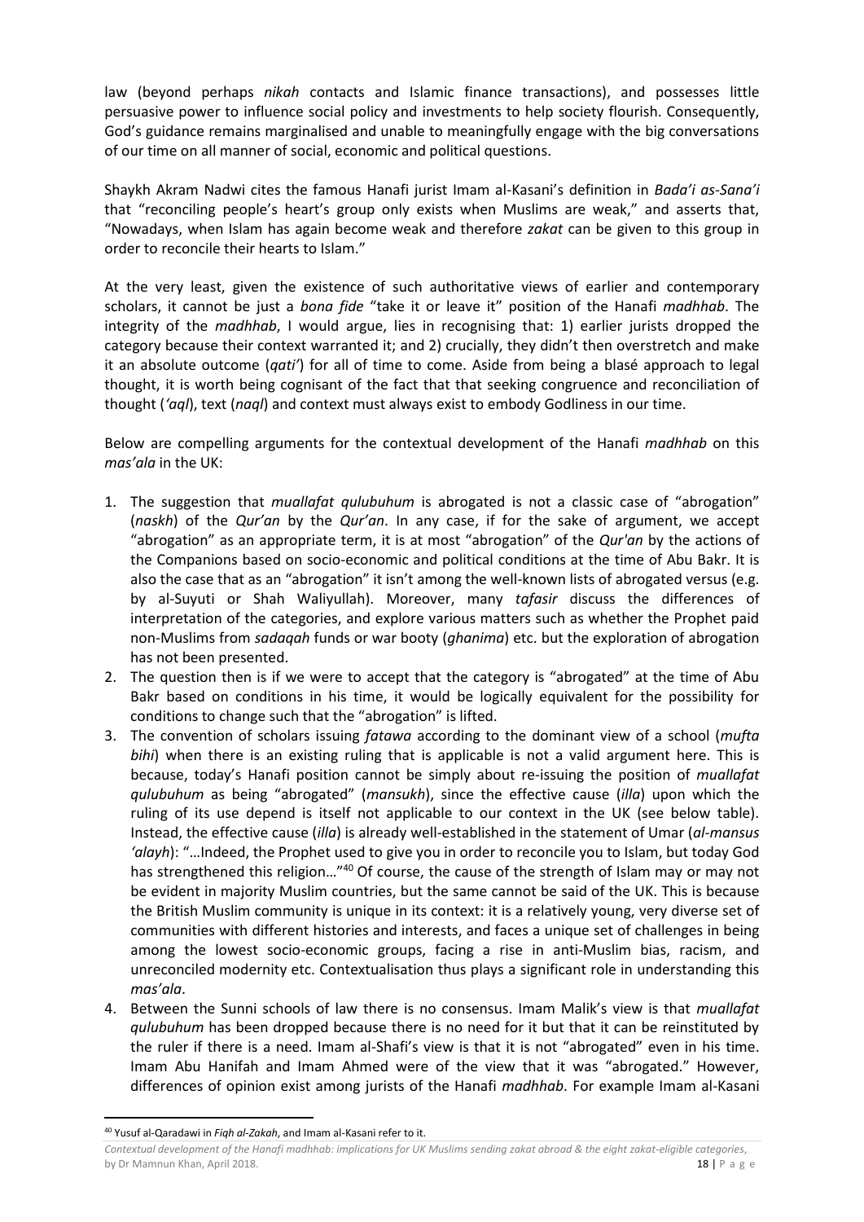law (beyond perhaps *nikah* contacts and Islamic finance transactions), and possesses little persuasive power to influence social policy and investments to help society flourish. Consequently, God's guidance remains marginalised and unable to meaningfully engage with the big conversations of our time on all manner of social, economic and political questions.

Shaykh Akram Nadwi cites the famous Hanafi jurist Imam al-Kasani's definition in *Bada'i as-Sana'i* that "reconciling people's heart's group only exists when Muslims are weak," and asserts that, "Nowadays, when Islam has again become weak and therefore *zakat* can be given to this group in order to reconcile their hearts to Islam."

At the very least, given the existence of such authoritative views of earlier and contemporary scholars, it cannot be just a *bona fide* "take it or leave it" position of the Hanafi *madhhab*. The integrity of the *madhhab*, I would argue, lies in recognising that: 1) earlier jurists dropped the category because their context warranted it; and 2) crucially, they didn't then overstretch and make it an absolute outcome (*qati'*) for all of time to come. Aside from being a blasé approach to legal thought, it is worth being cognisant of the fact that that seeking congruence and reconciliation of thought (*'aql*), text (*naql*) and context must always exist to embody Godliness in our time.

Below are compelling arguments for the contextual development of the Hanafi *madhhab* on this *mas'ala* in the UK:

1. The suggestion that *muallafat qulubuhum* is abrogated is not a classic case of "abrogation" (*naskh*) of the *Qur'an* by the *Qur'an*. In any case, if for the sake of argument, we accept "abrogation" as an appropriate term, it is at most "abrogation" of the *Qur'an* by the actions of the Companions based on socio-economic and political conditions at the time of Abu Bakr. It is also the case that as an "abrogation" it isn't among the well-known lists of abrogated verses (e.g. by al-Suyuti or Shah Waliyullah). Moreover, many *tafasir* discuss the differences of interpretation of the categories, and explore various matters such as whether the Prophet paid non-Muslims from *sadaqah* funds or war booty (*ghanima*) etc. but the exploration of abrogation has not been presented.
2. The question then is if we were to accept that the category is "abrogated" at the time of Abu Bakr based on conditions in his time, it would be logically equivalent for the possibility for conditions to change such that the "abrogation" is lifted.
3. The convention of scholars issuing *fatawa* according to the dominant view of a school (*mufta bihi*) when there is an existing ruling that is applicable is not a valid argument here. This is because, today's Hanafi position cannot be simply about re-issuing the position of *muallafat qulubuhum* as being "abrogated" (*mansukh*), since the effective cause (*illa*) upon which the ruling of its use depend is itself not applicable to our context in the UK (see below table). Instead, the effective cause (*illa*) is already well-established in the statement of Umar (*al-mansus 'alayh*): "…Indeed, the Prophet used to give you in order to reconcile you to Islam, but today God has strengthened this religion…"[40] Of course, the cause of the strength of Islam may or may not be evident in majority Muslim countries, but the same cannot be said of the UK. This is because the British Muslim community is unique in its context: it is a relatively young, very diverse set of communities with different histories and interests, and faces a unique set of challenges in being among the lowest socio-economic groups, facing a rise in anti-Muslim bias, racism, and unreconciled modernity etc. Contextualisation thus plays a significant role in understanding this *mas'ala*.
4. Between the Sunni schools of law there is no consensus. Imam Malik's view is that *muallafat qulubuhum* has been dropped because there is no need for it but that it can be reinstituted by the ruler if there is a need. Imam al-Shafi's view is that it is not "abrogated" even in his time. Imam Abu Hanifah and Imam Ahmed were of the view that it was "abrogated." However, differences of opinion exist among jurists of the Hanafi *madhhab*. For example Imam al-Kasani

[40] Yusuf al-Qaradawi in *Fiqh al-Zakah*, and Imam al-Kasani refer to it.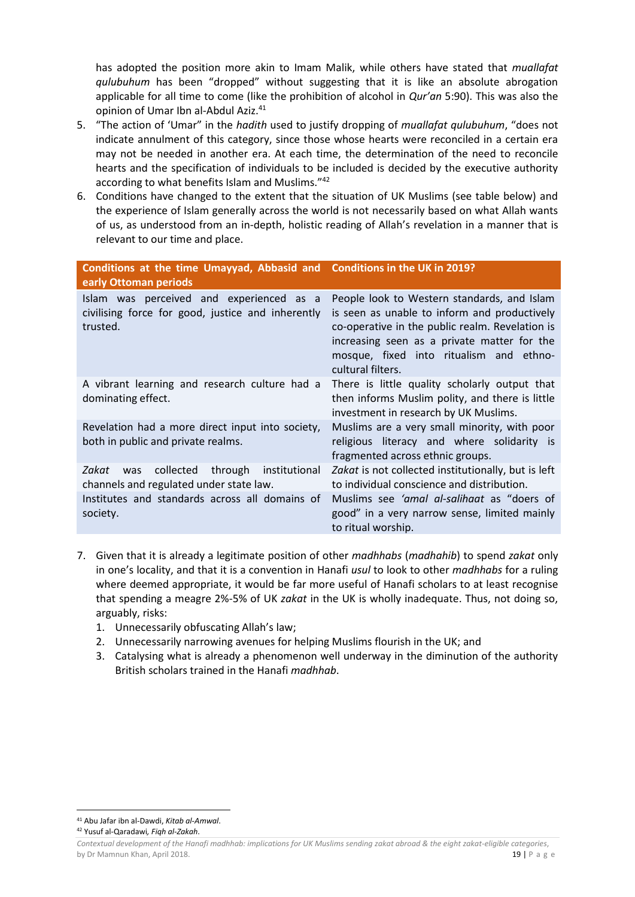has adopted the position more akin to Imam Malik, while others have stated that *muallafat qulubuhum* has been "dropped" without suggesting that it is like an absolute abrogation applicable for all time to come (like the prohibition of alcohol in *Qur'an* 5:90). This was also the opinion of Umar Ibn al-Abdul Aziz.[41]

5. "The action of 'Umar" in the *hadith* used to justify dropping of *muallafat qulubuhum*, "does not indicate annulment of this category, since those whose hearts were reconciled in a certain era may not be needed in another era. At each time, the determination of the need to reconcile hearts and the specification of individuals to be included is decided by the executive authority according to what benefits Islam and Muslims."[42]
6. Conditions have changed to the extent that the situation of UK Muslims (see table below) and the experience of Islam generally across the world is not necessarily based on what Allah wants of us, as understood from an in-depth, holistic reading of Allah's revelation in a manner that is relevant to our time and place.

| Conditions at the time Umayyad, Abbasid and early Ottoman periods | Conditions in the UK in 2019? |
| --- | --- |
| Islam was perceived and experienced as a civilising force for good, justice and inherently trusted. | People look to Western standards, and Islam is seen as unable to inform and productively co-operative in the public realm. Revelation is increasing seen as a private matter for the mosque, fixed into ritualism and ethno-cultural filters. |
| A vibrant learning and research culture had a dominating effect. | There is little quality scholarly output that then informs Muslim polity, and there is little investment in research by UK Muslims. |
| Revelation had a more direct input into society, both in public and private realms. | Muslims are a very small minority, with poor religious literacy and where solidarity is fragmented across ethnic groups. |
| *Zakat* was collected through institutional channels and regulated under state law. | *Zakat* is not collected institutionally, but is left to individual conscience and distribution. |
| Institutes and standards across all domains of society. | Muslims see *'amal al-salihaat* as "doers of good" in a very narrow sense, limited mainly to ritual worship. |

7. Given that it is already a legitimate position of other *madhhabs* (*madhahib*) to spend *zakat* only in one's locality, and that it is a convention in Hanafi *usul* to look to other *madhhabs* for a ruling where deemed appropriate, it would be far more useful of Hanafi scholars to at least recognise that spending a meagre 2%-5% of UK *zakat* in the UK is wholly inadequate. Thus, not doing so, arguably, risks:
   1. Unnecessarily obfuscating Allah's law;
   2. Unnecessarily narrowing avenues for helping Muslims flourish in the UK; and
   3. Catalysing what is already a phenomenon well underway in the diminution of the authority British scholars trained in the Hanafi *madhhab*.

[41] Abu Jafar ibn al-Dawdi, *Kitab al-Amwal*.
[42] Yusuf al-Qaradawi, *Fiqh al-Zakah*.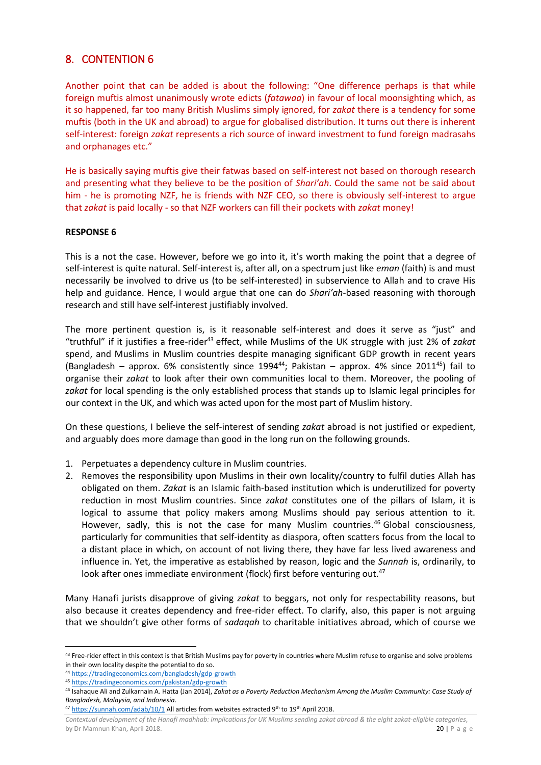## 8. CONTENTION 6

Another point that can be added is about the following: "One difference perhaps is that while foreign muftis almost unanimously wrote edicts (*fatawaa*) in favour of local moonsighting which, as it so happened, far too many British Muslims simply ignored, for *zakat* there is a tendency for some muftis (both in the UK and abroad) to argue for globalised distribution. It turns out there is inherent self-interest: foreign *zakat* represents a rich source of inward investment to fund foreign madrasahs and orphanages etc."

He is basically saying muftis give their fatwas based on self-interest not based on thorough research and presenting what they believe to be the position of *Shari'ah*. Could the same not be said about him - he is promoting NZF, he is friends with NZF CEO, so there is obviously self-interest to argue that *zakat* is paid locally - so that NZF workers can fill their pockets with *zakat* money!

**RESPONSE 6**

This is a not the case. However, before we go into it, it's worth making the point that a degree of self-interest is quite natural. Self-interest is, after all, on a spectrum just like *eman* (faith) is and must necessarily be involved to drive us (to be self-interested) in subservience to Allah and to crave His help and guidance. Hence, I would argue that one can do *Shari'ah*-based reasoning with thorough research and still have self-interest justifiably involved.

The more pertinent question is, is it reasonable self-interest and does it serve as "just" and "truthful" if it justifies a free-rider[43] effect, while Muslims of the UK struggle with just 2% of *zakat* spend, and Muslims in Muslim countries despite managing significant GDP growth in recent years (Bangladesh – approx. 6% consistently since 1994[44]; Pakistan – approx. 4% since 2011[45]) fail to organise their *zakat* to look after their own communities local to them. Moreover, the pooling of *zakat* for local spending is the only established process that stands up to Islamic legal principles for our context in the UK, and which was acted upon for the most part of Muslim history.

On these questions, I believe the self-interest of sending *zakat* abroad is not justified or expedient, and arguably does more damage than good in the long run on the following grounds.

1. Perpetuates a dependency culture in Muslim countries.
2. Removes the responsibility upon Muslims in their own locality/country to fulfil duties Allah has obligated on them. *Zakat* is an Islamic faith-based institution which is underutilized for poverty reduction in most Muslim countries. Since *zakat* constitutes one of the pillars of Islam, it is logical to assume that policy makers among Muslims should pay serious attention to it. However, sadly, this is not the case for many Muslim countries.[46] Global consciousness, particularly for communities that self-identity as diaspora, often scatters focus from the local to a distant place in which, on account of not living there, they have far less lived awareness and influence in. Yet, the imperative as established by reason, logic and the *Sunnah* is, ordinarily, to look after ones immediate environment (flock) first before venturing out.[47]

Many Hanafi jurists disapprove of giving *zakat* to beggars, not only for respectability reasons, but also because it creates dependency and free-rider effect. To clarify, also, this paper is not arguing that we shouldn't give other forms of *sadaqah* to charitable initiatives abroad, which of course we

---

[43] Free-rider effect in this context is that British Muslims pay for poverty in countries where Muslim refuse to organise and solve problems in their own locality despite the potential to do so.

[44] https://tradingeconomics.com/bangladesh/gdp-growth

[45] https://tradingeconomics.com/pakistan/gdp-growth

[46] Isahaque Ali and Zulkarnain A. Hatta (Jan 2014), *Zakat as a Poverty Reduction Mechanism Among the Muslim Community: Case Study of Bangladesh, Malaysia, and Indonesia*.

[47] https://sunnah.com/adab/10/1 All articles from websites extracted 9th to 19th April 2018.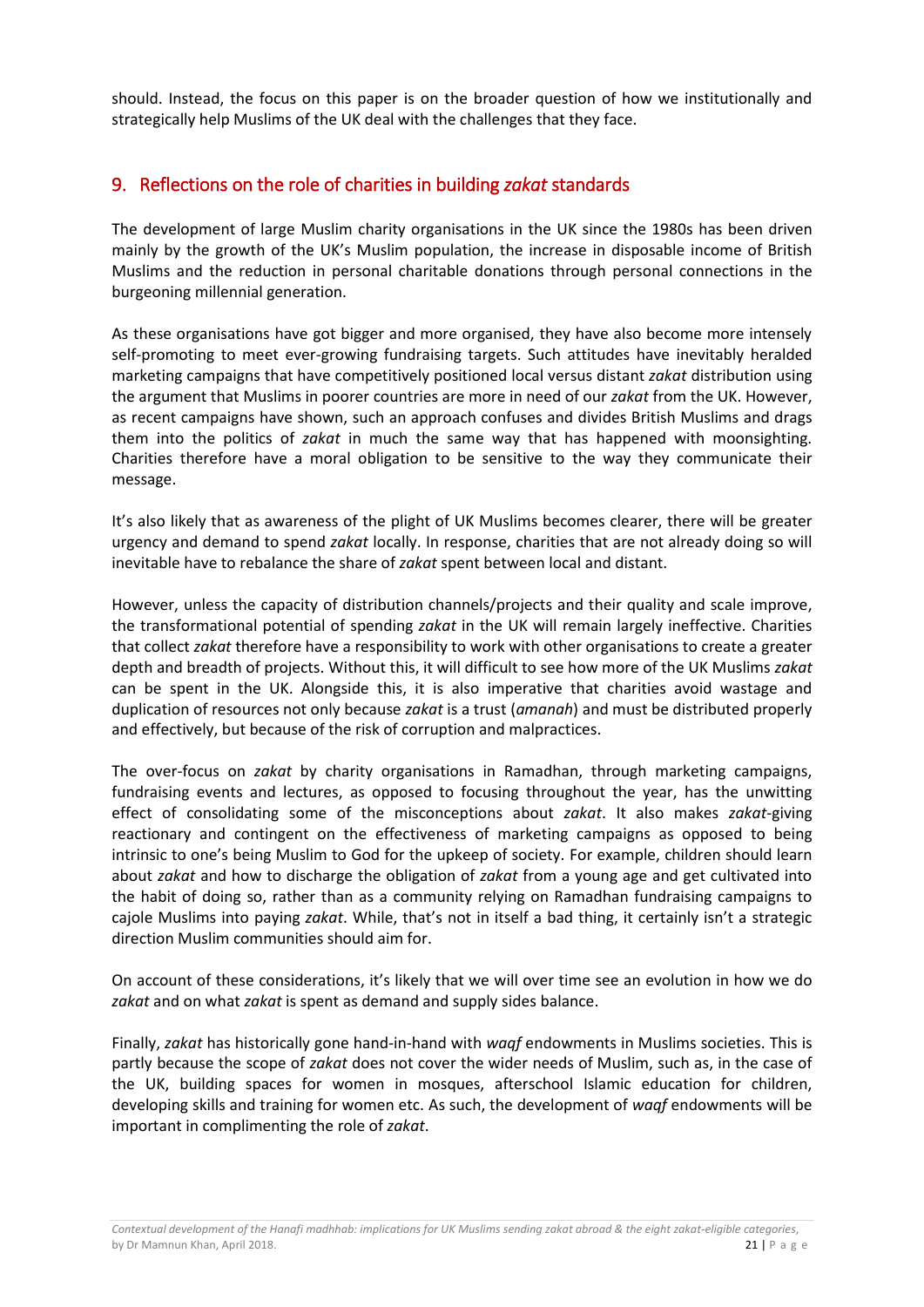should. Instead, the focus on this paper is on the broader question of how we institutionally and strategically help Muslims of the UK deal with the challenges that they face.

## 9. Reflections on the role of charities in building *zakat* standards

The development of large Muslim charity organisations in the UK since the 1980s has been driven mainly by the growth of the UK's Muslim population, the increase in disposable income of British Muslims and the reduction in personal charitable donations through personal connections in the burgeoning millennial generation.

As these organisations have got bigger and more organised, they have also become more intensely self-promoting to meet ever-growing fundraising targets. Such attitudes have inevitably heralded marketing campaigns that have competitively positioned local versus distant *zakat* distribution using the argument that Muslims in poorer countries are more in need of our *zakat* from the UK. However, as recent campaigns have shown, such an approach confuses and divides British Muslims and drags them into the politics of *zakat* in much the same way that has happened with moonsighting. Charities therefore have a moral obligation to be sensitive to the way they communicate their message.

It's also likely that as awareness of the plight of UK Muslims becomes clearer, there will be greater urgency and demand to spend *zakat* locally. In response, charities that are not already doing so will inevitable have to rebalance the share of *zakat* spent between local and distant.

However, unless the capacity of distribution channels/projects and their quality and scale improve, the transformational potential of spending *zakat* in the UK will remain largely ineffective. Charities that collect *zakat* therefore have a responsibility to work with other organisations to create a greater depth and breadth of projects. Without this, it will difficult to see how more of the UK Muslims *zakat* can be spent in the UK. Alongside this, it is also imperative that charities avoid wastage and duplication of resources not only because *zakat* is a trust (*amanah*) and must be distributed properly and effectively, but because of the risk of corruption and malpractices.

The over-focus on *zakat* by charity organisations in Ramadhan, through marketing campaigns, fundraising events and lectures, as opposed to focusing throughout the year, has the unwitting effect of consolidating some of the misconceptions about *zakat*. It also makes *zakat*-giving reactionary and contingent on the effectiveness of marketing campaigns as opposed to being intrinsic to one's being Muslim to God for the upkeep of society. For example, children should learn about *zakat* and how to discharge the obligation of *zakat* from a young age and get cultivated into the habit of doing so, rather than as a community relying on Ramadhan fundraising campaigns to cajole Muslims into paying *zakat*. While, that's not in itself a bad thing, it certainly isn't a strategic direction Muslim communities should aim for.

On account of these considerations, it's likely that we will over time see an evolution in how we do *zakat* and on what *zakat* is spent as demand and supply sides balance.

Finally, *zakat* has historically gone hand-in-hand with *waqf* endowments in Muslims societies. This is partly because the scope of *zakat* does not cover the wider needs of Muslim, such as, in the case of the UK, building spaces for women in mosques, afterschool Islamic education for children, developing skills and training for women etc. As such, the development of *waqf* endowments will be important in complimenting the role of *zakat*.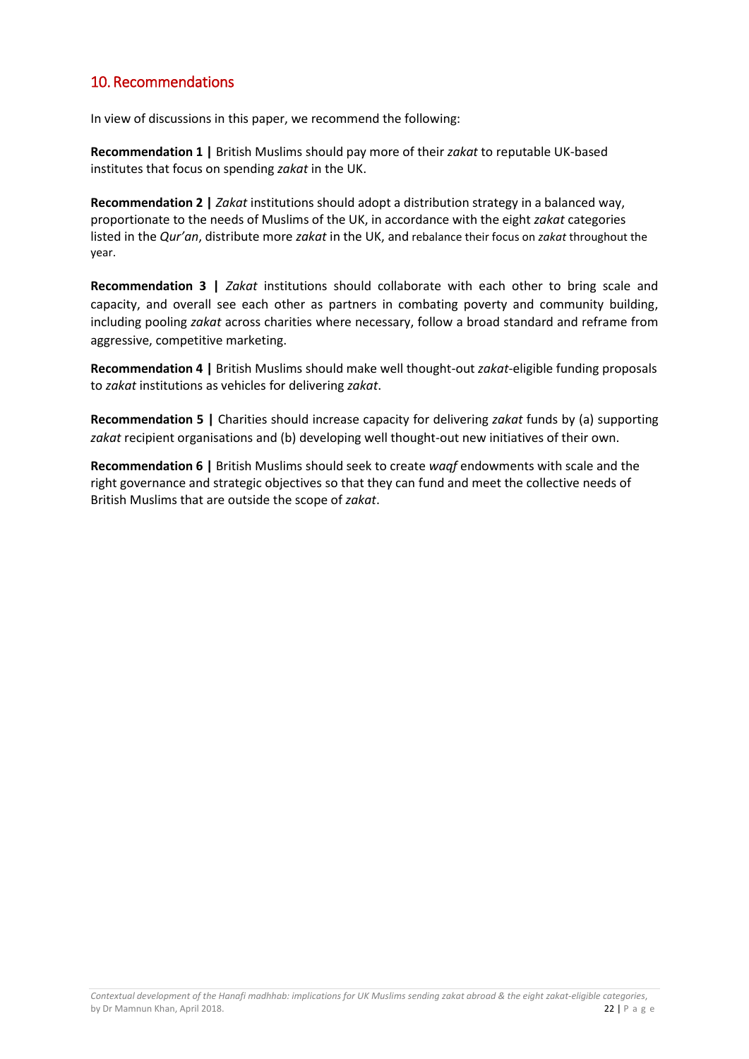## 10. Recommendations

In view of discussions in this paper, we recommend the following:

**Recommendation 1 |** British Muslims should pay more of their *zakat* to reputable UK-based institutes that focus on spending *zakat* in the UK.

**Recommendation 2 |** *Zakat* institutions should adopt a distribution strategy in a balanced way, proportionate to the needs of Muslims of the UK, in accordance with the eight *zakat* categories listed in the *Qur'an*, distribute more *zakat* in the UK, and rebalance their focus on *zakat* throughout the year.

**Recommendation 3 |** *Zakat* institutions should collaborate with each other to bring scale and capacity, and overall see each other as partners in combating poverty and community building, including pooling *zakat* across charities where necessary, follow a broad standard and reframe from aggressive, competitive marketing.

**Recommendation 4 |** British Muslims should make well thought-out *zakat*-eligible funding proposals to *zakat* institutions as vehicles for delivering *zakat*.

**Recommendation 5 |** Charities should increase capacity for delivering *zakat* funds by (a) supporting *zakat* recipient organisations and (b) developing well thought-out new initiatives of their own.

**Recommendation 6 |** British Muslims should seek to create *waqf* endowments with scale and the right governance and strategic objectives so that they can fund and meet the collective needs of British Muslims that are outside the scope of *zakat*.